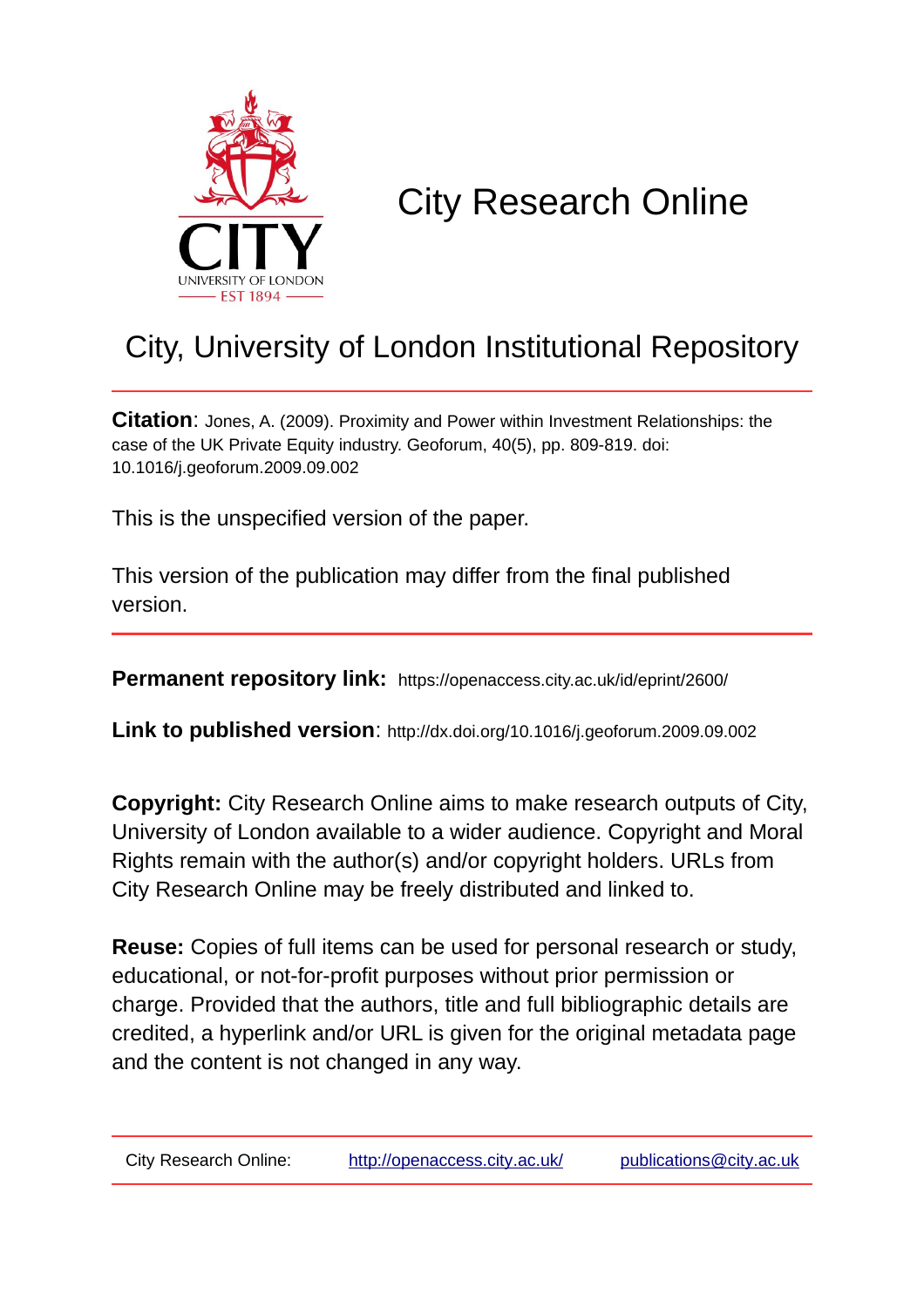# City Research Online

## City, University of London Institutional Repository

**Citation**: Jones, A. (2009). Proximity and Power within Investment Relationships: the case of the UK Private Equity industry. Geoforum, 40(5), pp. 809-819. doi: 10.1016/j.geoforum.2009.09.002

This is the unspecified version of the paper.

This version of the publication may differ from the final published version.

---

**Permanent repository link:** https://openaccess.city.ac.uk/id/eprint/2600/

**Link to published version**: http://dx.doi.org/10.1016/j.geoforum.2009.09.002

**Copyright:** City Research Online aims to make research outputs of City, University of London available to a wider audience. Copyright and Moral Rights remain with the author(s) and/or copyright holders. URLs from City Research Online may be freely distributed and linked to.

**Reuse:** Copies of full items can be used for personal research or study, educational, or not-for-profit purposes without prior permission or charge. Provided that the authors, title and full bibliographic details are credited, a hyperlink and/or URL is given for the original metadata page and the content is not changed in any way.

---

City Research Online: http://openaccess.city.ac.uk/ publications@city.ac.uk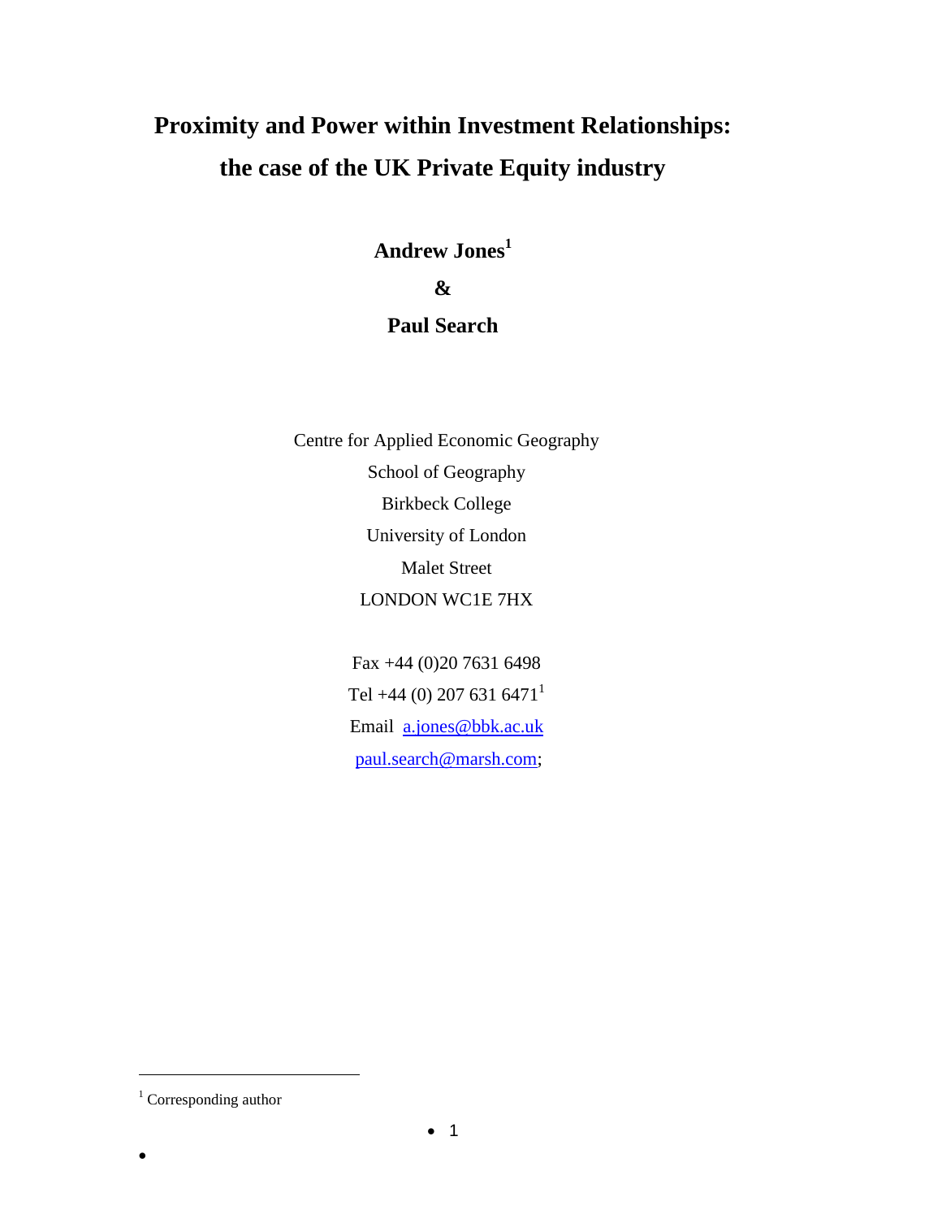# Proximity and Power within Investment Relationships: the case of the UK Private Equity industry

**Andrew Jones**[1]

**&**

**Paul Search**

Centre for Applied Economic Geography
School of Geography
Birkbeck College
University of London
Malet Street
LONDON WC1E 7HX

Fax +44 (0)20 7631 6498
Tel +44 (0) 207 631 6471[1]
Email a.jones@bbk.ac.uk
paul.search@marsh.com;

[1] Corresponding author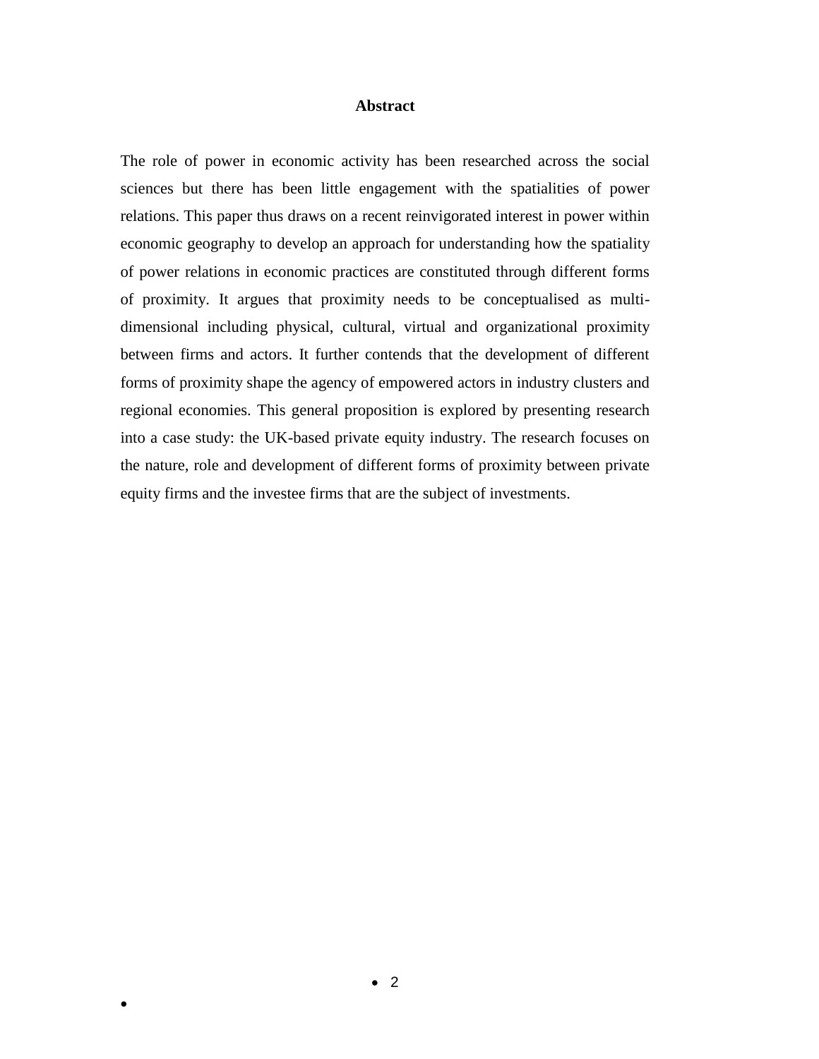## Abstract

The role of power in economic activity has been researched across the social sciences but there has been little engagement with the spatialities of power relations. This paper thus draws on a recent reinvigorated interest in power within economic geography to develop an approach for understanding how the spatiality of power relations in economic practices are constituted through different forms of proximity. It argues that proximity needs to be conceptualised as multi-dimensional including physical, cultural, virtual and organizational proximity between firms and actors. It further contends that the development of different forms of proximity shape the agency of empowered actors in industry clusters and regional economies. This general proposition is explored by presenting research into a case study: the UK-based private equity industry. The research focuses on the nature, role and development of different forms of proximity between private equity firms and the investee firms that are the subject of investments.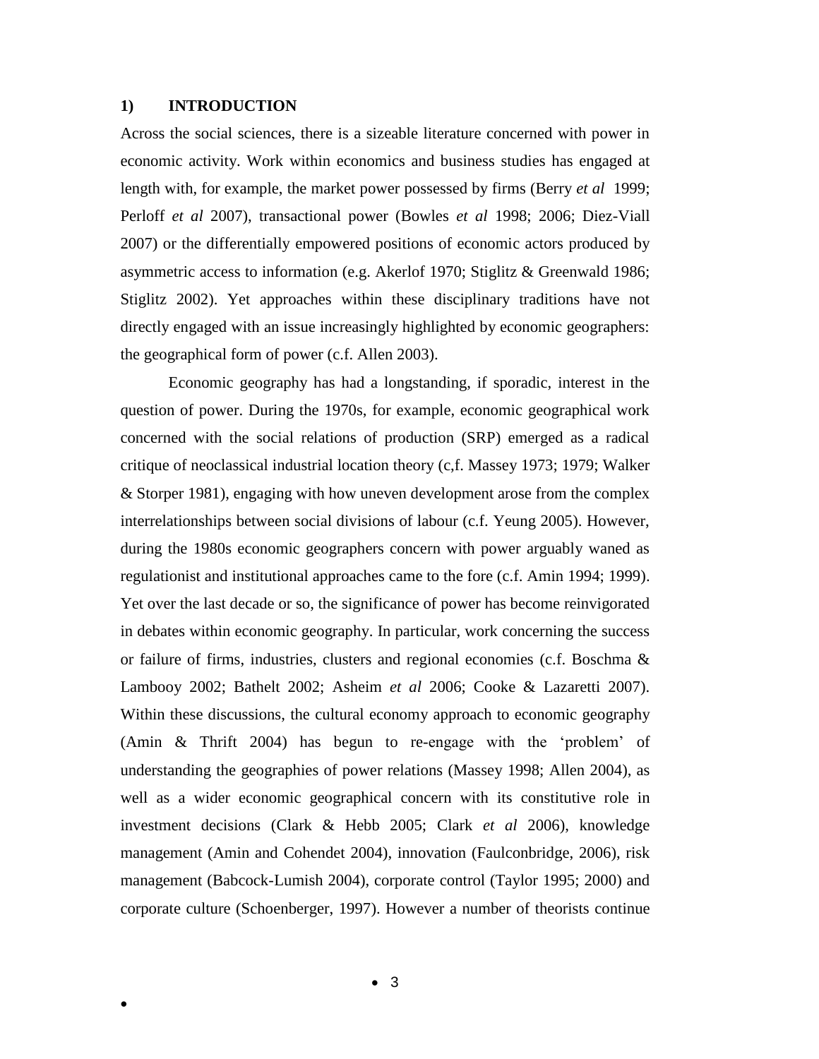## 1) INTRODUCTION

Across the social sciences, there is a sizeable literature concerned with power in economic activity. Work within economics and business studies has engaged at length with, for example, the market power possessed by firms (Berry *et al* 1999; Perloff *et al* 2007), transactional power (Bowles *et al* 1998; 2006; Diez-Viall 2007) or the differentially empowered positions of economic actors produced by asymmetric access to information (e.g. Akerlof 1970; Stiglitz & Greenwald 1986; Stiglitz 2002). Yet approaches within these disciplinary traditions have not directly engaged with an issue increasingly highlighted by economic geographers: the geographical form of power (c.f. Allen 2003).

Economic geography has had a longstanding, if sporadic, interest in the question of power. During the 1970s, for example, economic geographical work concerned with the social relations of production (SRP) emerged as a radical critique of neoclassical industrial location theory (c,f. Massey 1973; 1979; Walker & Storper 1981), engaging with how uneven development arose from the complex interrelationships between social divisions of labour (c.f. Yeung 2005). However, during the 1980s economic geographers concern with power arguably waned as regulationist and institutional approaches came to the fore (c.f. Amin 1994; 1999). Yet over the last decade or so, the significance of power has become reinvigorated in debates within economic geography. In particular, work concerning the success or failure of firms, industries, clusters and regional economies (c.f. Boschma & Lambooy 2002; Bathelt 2002; Asheim *et al* 2006; Cooke & Lazaretti 2007). Within these discussions, the cultural economy approach to economic geography (Amin & Thrift 2004) has begun to re-engage with the 'problem' of understanding the geographies of power relations (Massey 1998; Allen 2004), as well as a wider economic geographical concern with its constitutive role in investment decisions (Clark & Hebb 2005; Clark *et al* 2006), knowledge management (Amin and Cohendet 2004), innovation (Faulconbridge, 2006), risk management (Babcock-Lumish 2004), corporate control (Taylor 1995; 2000) and corporate culture (Schoenberger, 1997). However a number of theorists continue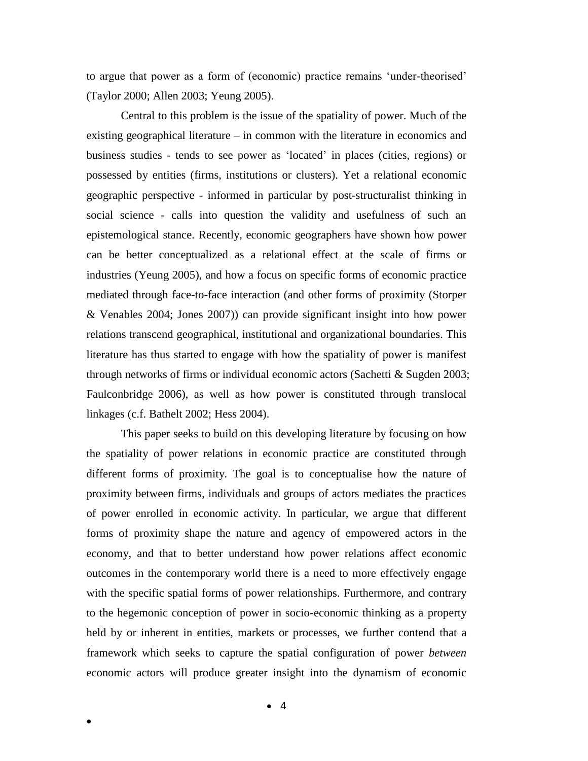to argue that power as a form of (economic) practice remains 'under-theorised' (Taylor 2000; Allen 2003; Yeung 2005).

Central to this problem is the issue of the spatiality of power. Much of the existing geographical literature – in common with the literature in economics and business studies - tends to see power as 'located' in places (cities, regions) or possessed by entities (firms, institutions or clusters). Yet a relational economic geographic perspective - informed in particular by post-structuralist thinking in social science - calls into question the validity and usefulness of such an epistemological stance. Recently, economic geographers have shown how power can be better conceptualized as a relational effect at the scale of firms or industries (Yeung 2005), and how a focus on specific forms of economic practice mediated through face-to-face interaction (and other forms of proximity (Storper & Venables 2004; Jones 2007)) can provide significant insight into how power relations transcend geographical, institutional and organizational boundaries. This literature has thus started to engage with how the spatiality of power is manifest through networks of firms or individual economic actors (Sachetti & Sugden 2003; Faulconbridge 2006), as well as how power is constituted through translocal linkages (c.f. Bathelt 2002; Hess 2004).

This paper seeks to build on this developing literature by focusing on how the spatiality of power relations in economic practice are constituted through different forms of proximity. The goal is to conceptualise how the nature of proximity between firms, individuals and groups of actors mediates the practices of power enrolled in economic activity. In particular, we argue that different forms of proximity shape the nature and agency of empowered actors in the economy, and that to better understand how power relations affect economic outcomes in the contemporary world there is a need to more effectively engage with the specific spatial forms of power relationships. Furthermore, and contrary to the hegemonic conception of power in socio-economic thinking as a property held by or inherent in entities, markets or processes, we further contend that a framework which seeks to capture the spatial configuration of power *between* economic actors will produce greater insight into the dynamism of economic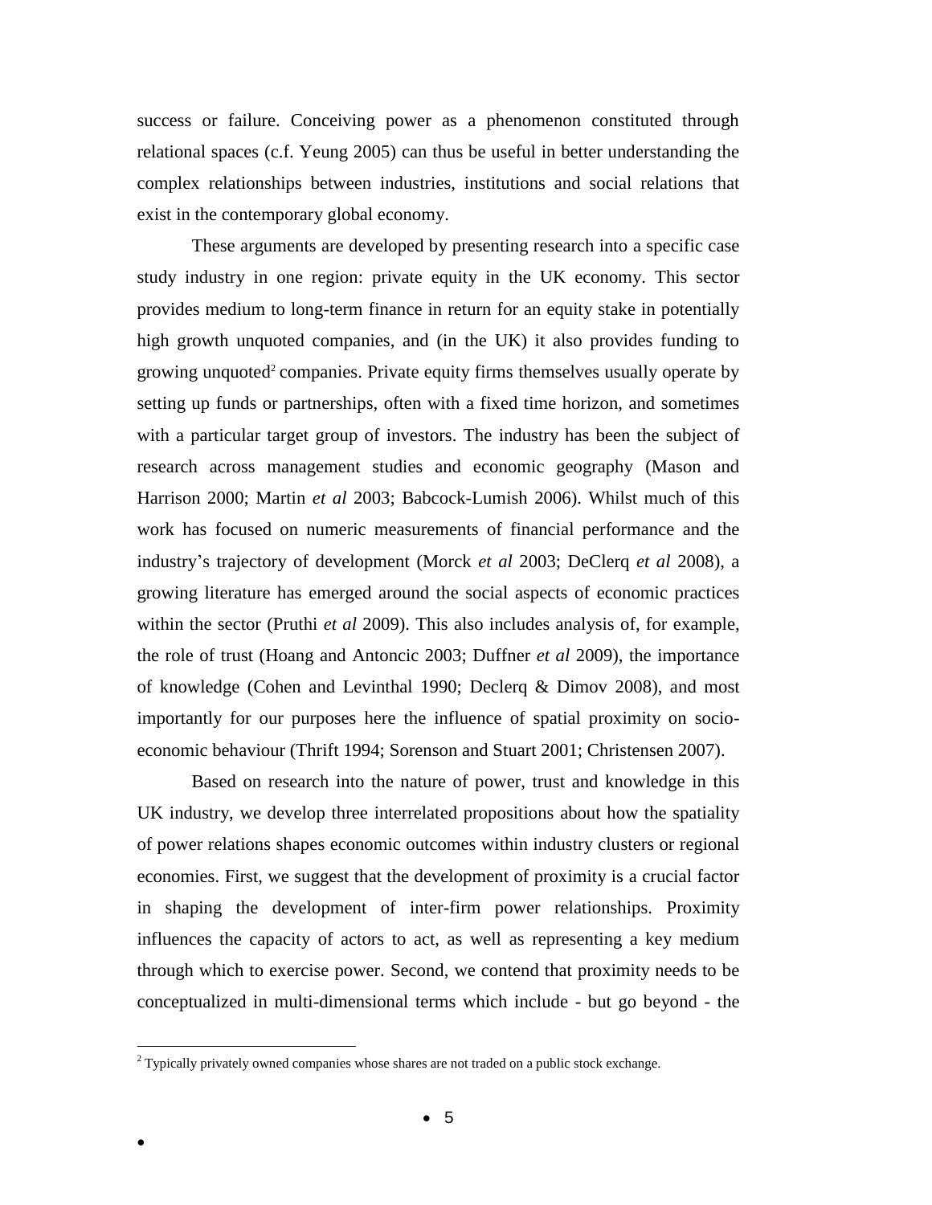success or failure. Conceiving power as a phenomenon constituted through relational spaces (c.f. Yeung 2005) can thus be useful in better understanding the complex relationships between industries, institutions and social relations that exist in the contemporary global economy.

These arguments are developed by presenting research into a specific case study industry in one region: private equity in the UK economy. This sector provides medium to long-term finance in return for an equity stake in potentially high growth unquoted companies, and (in the UK) it also provides funding to growing unquoted[2] companies. Private equity firms themselves usually operate by setting up funds or partnerships, often with a fixed time horizon, and sometimes with a particular target group of investors. The industry has been the subject of research across management studies and economic geography (Mason and Harrison 2000; Martin *et al* 2003; Babcock-Lumish 2006). Whilst much of this work has focused on numeric measurements of financial performance and the industry's trajectory of development (Morck *et al* 2003; DeClerq *et al* 2008), a growing literature has emerged around the social aspects of economic practices within the sector (Pruthi *et al* 2009). This also includes analysis of, for example, the role of trust (Hoang and Antoncic 2003; Duffner *et al* 2009), the importance of knowledge (Cohen and Levinthal 1990; Declerq & Dimov 2008), and most importantly for our purposes here the influence of spatial proximity on socio-economic behaviour (Thrift 1994; Sorenson and Stuart 2001; Christensen 2007).

Based on research into the nature of power, trust and knowledge in this UK industry, we develop three interrelated propositions about how the spatiality of power relations shapes economic outcomes within industry clusters or regional economies. First, we suggest that the development of proximity is a crucial factor in shaping the development of inter-firm power relationships. Proximity influences the capacity of actors to act, as well as representing a key medium through which to exercise power. Second, we contend that proximity needs to be conceptualized in multi-dimensional terms which include - but go beyond - the

[2] Typically privately owned companies whose shares are not traded on a public stock exchange.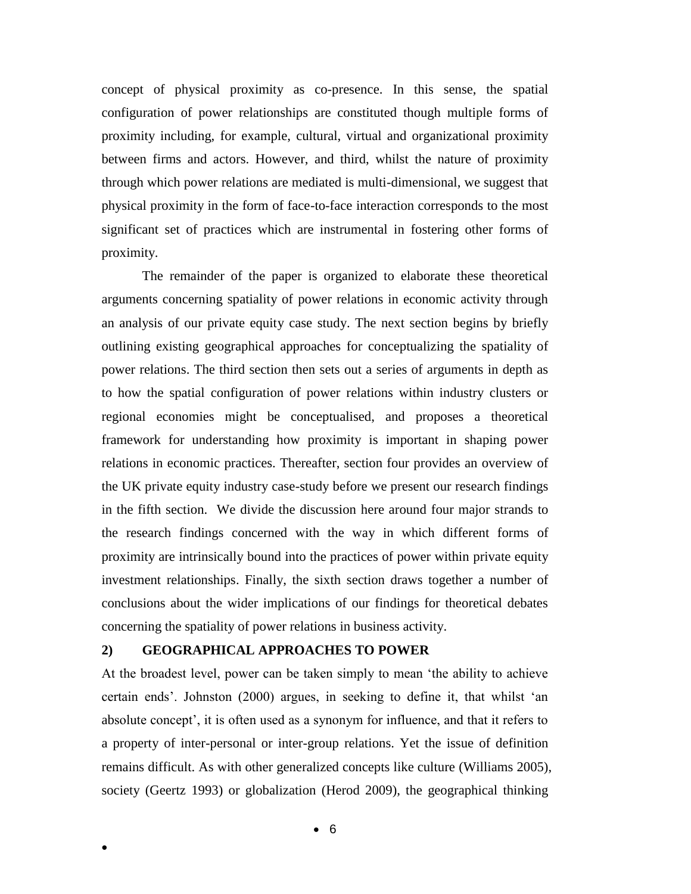concept of physical proximity as co-presence. In this sense, the spatial configuration of power relationships are constituted though multiple forms of proximity including, for example, cultural, virtual and organizational proximity between firms and actors. However, and third, whilst the nature of proximity through which power relations are mediated is multi-dimensional, we suggest that physical proximity in the form of face-to-face interaction corresponds to the most significant set of practices which are instrumental in fostering other forms of proximity.

The remainder of the paper is organized to elaborate these theoretical arguments concerning spatiality of power relations in economic activity through an analysis of our private equity case study. The next section begins by briefly outlining existing geographical approaches for conceptualizing the spatiality of power relations. The third section then sets out a series of arguments in depth as to how the spatial configuration of power relations within industry clusters or regional economies might be conceptualised, and proposes a theoretical framework for understanding how proximity is important in shaping power relations in economic practices. Thereafter, section four provides an overview of the UK private equity industry case-study before we present our research findings in the fifth section. We divide the discussion here around four major strands to the research findings concerned with the way in which different forms of proximity are intrinsically bound into the practices of power within private equity investment relationships. Finally, the sixth section draws together a number of conclusions about the wider implications of our findings for theoretical debates concerning the spatiality of power relations in business activity.

## 2) GEOGRAPHICAL APPROACHES TO POWER

At the broadest level, power can be taken simply to mean 'the ability to achieve certain ends'. Johnston (2000) argues, in seeking to define it, that whilst 'an absolute concept', it is often used as a synonym for influence, and that it refers to a property of inter-personal or inter-group relations. Yet the issue of definition remains difficult. As with other generalized concepts like culture (Williams 2005), society (Geertz 1993) or globalization (Herod 2009), the geographical thinking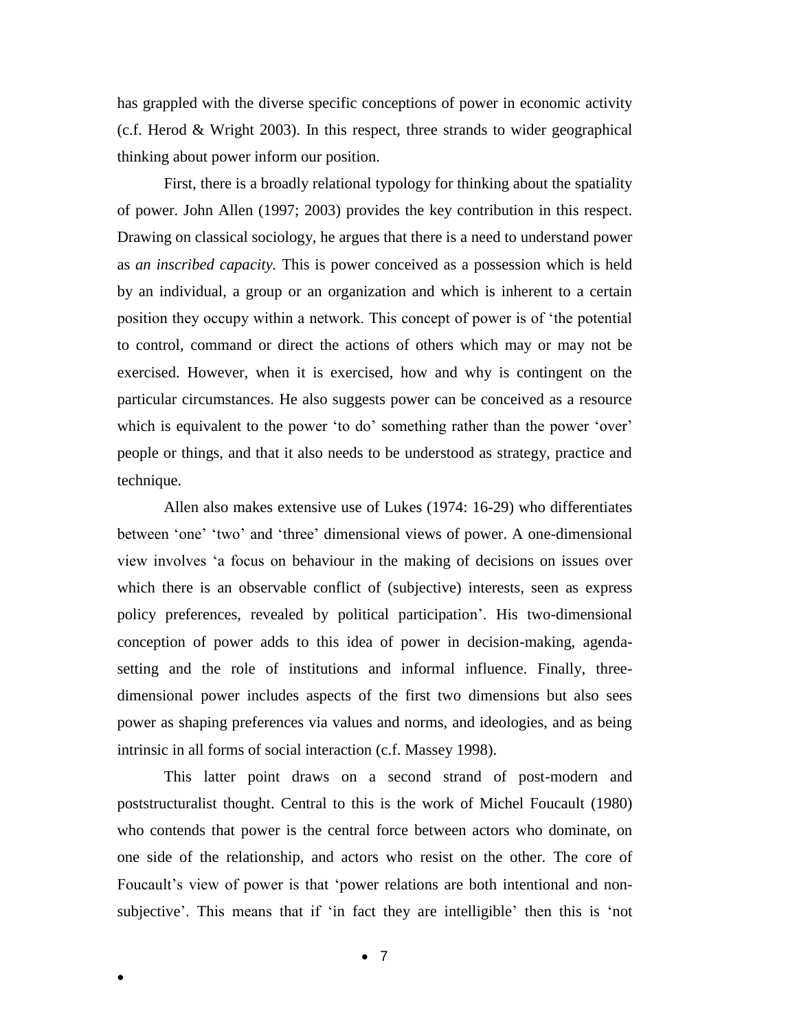has grappled with the diverse specific conceptions of power in economic activity (c.f. Herod & Wright 2003). In this respect, three strands to wider geographical thinking about power inform our position.

First, there is a broadly relational typology for thinking about the spatiality of power. John Allen (1997; 2003) provides the key contribution in this respect. Drawing on classical sociology, he argues that there is a need to understand power as *an inscribed capacity.* This is power conceived as a possession which is held by an individual, a group or an organization and which is inherent to a certain position they occupy within a network. This concept of power is of 'the potential to control, command or direct the actions of others which may or may not be exercised. However, when it is exercised, how and why is contingent on the particular circumstances. He also suggests power can be conceived as a resource which is equivalent to the power 'to do' something rather than the power 'over' people or things, and that it also needs to be understood as strategy, practice and technique.

Allen also makes extensive use of Lukes (1974: 16-29) who differentiates between 'one' 'two' and 'three' dimensional views of power. A one-dimensional view involves 'a focus on behaviour in the making of decisions on issues over which there is an observable conflict of (subjective) interests, seen as express policy preferences, revealed by political participation'. His two-dimensional conception of power adds to this idea of power in decision-making, agenda-setting and the role of institutions and informal influence. Finally, three-dimensional power includes aspects of the first two dimensions but also sees power as shaping preferences via values and norms, and ideologies, and as being intrinsic in all forms of social interaction (c.f. Massey 1998).

This latter point draws on a second strand of post-modern and poststructuralist thought. Central to this is the work of Michel Foucault (1980) who contends that power is the central force between actors who dominate, on one side of the relationship, and actors who resist on the other. The core of Foucault's view of power is that 'power relations are both intentional and non-subjective'. This means that if 'in fact they are intelligible' then this is 'not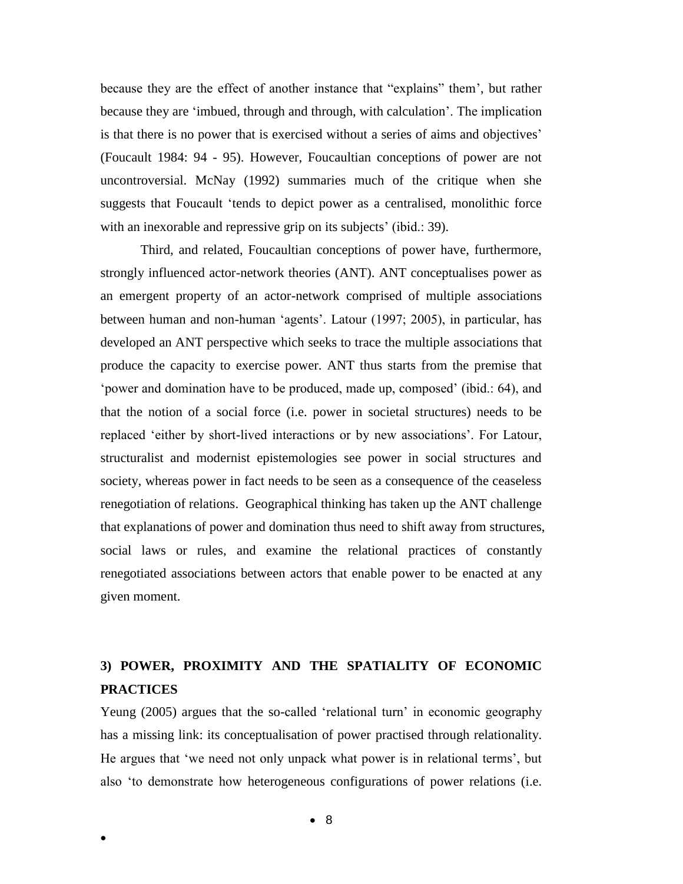because they are the effect of another instance that "explains" them', but rather because they are 'imbued, through and through, with calculation'. The implication is that there is no power that is exercised without a series of aims and objectives' (Foucault 1984: 94 - 95). However, Foucaultian conceptions of power are not uncontroversial. McNay (1992) summaries much of the critique when she suggests that Foucault 'tends to depict power as a centralised, monolithic force with an inexorable and repressive grip on its subjects' (ibid.: 39).

Third, and related, Foucaultian conceptions of power have, furthermore, strongly influenced actor-network theories (ANT). ANT conceptualises power as an emergent property of an actor-network comprised of multiple associations between human and non-human 'agents'. Latour (1997; 2005), in particular, has developed an ANT perspective which seeks to trace the multiple associations that produce the capacity to exercise power. ANT thus starts from the premise that 'power and domination have to be produced, made up, composed' (ibid.: 64), and that the notion of a social force (i.e. power in societal structures) needs to be replaced 'either by short-lived interactions or by new associations'. For Latour, structuralist and modernist epistemologies see power in social structures and society, whereas power in fact needs to be seen as a consequence of the ceaseless renegotiation of relations. Geographical thinking has taken up the ANT challenge that explanations of power and domination thus need to shift away from structures, social laws or rules, and examine the relational practices of constantly renegotiated associations between actors that enable power to be enacted at any given moment.

## 3) POWER, PROXIMITY AND THE SPATIALITY OF ECONOMIC PRACTICES

Yeung (2005) argues that the so-called 'relational turn' in economic geography has a missing link: its conceptualisation of power practised through relationality. He argues that 'we need not only unpack what power is in relational terms', but also 'to demonstrate how heterogeneous configurations of power relations (i.e.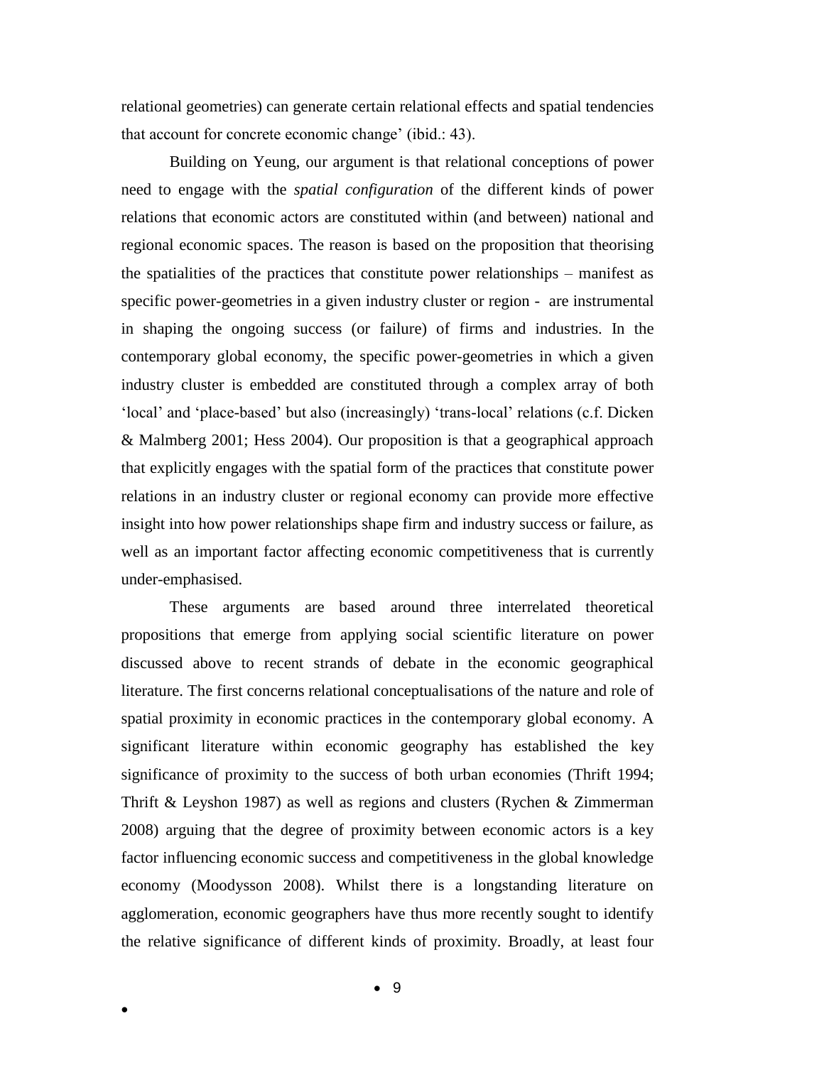relational geometries) can generate certain relational effects and spatial tendencies that account for concrete economic change' (ibid.: 43).

Building on Yeung, our argument is that relational conceptions of power need to engage with the *spatial configuration* of the different kinds of power relations that economic actors are constituted within (and between) national and regional economic spaces. The reason is based on the proposition that theorising the spatialities of the practices that constitute power relationships – manifest as specific power-geometries in a given industry cluster or region - are instrumental in shaping the ongoing success (or failure) of firms and industries. In the contemporary global economy, the specific power-geometries in which a given industry cluster is embedded are constituted through a complex array of both 'local' and 'place-based' but also (increasingly) 'trans-local' relations (c.f. Dicken & Malmberg 2001; Hess 2004). Our proposition is that a geographical approach that explicitly engages with the spatial form of the practices that constitute power relations in an industry cluster or regional economy can provide more effective insight into how power relationships shape firm and industry success or failure, as well as an important factor affecting economic competitiveness that is currently under-emphasised.

These arguments are based around three interrelated theoretical propositions that emerge from applying social scientific literature on power discussed above to recent strands of debate in the economic geographical literature. The first concerns relational conceptualisations of the nature and role of spatial proximity in economic practices in the contemporary global economy. A significant literature within economic geography has established the key significance of proximity to the success of both urban economies (Thrift 1994; Thrift & Leyshon 1987) as well as regions and clusters (Rychen & Zimmerman 2008) arguing that the degree of proximity between economic actors is a key factor influencing economic success and competitiveness in the global knowledge economy (Moodysson 2008). Whilst there is a longstanding literature on agglomeration, economic geographers have thus more recently sought to identify the relative significance of different kinds of proximity. Broadly, at least four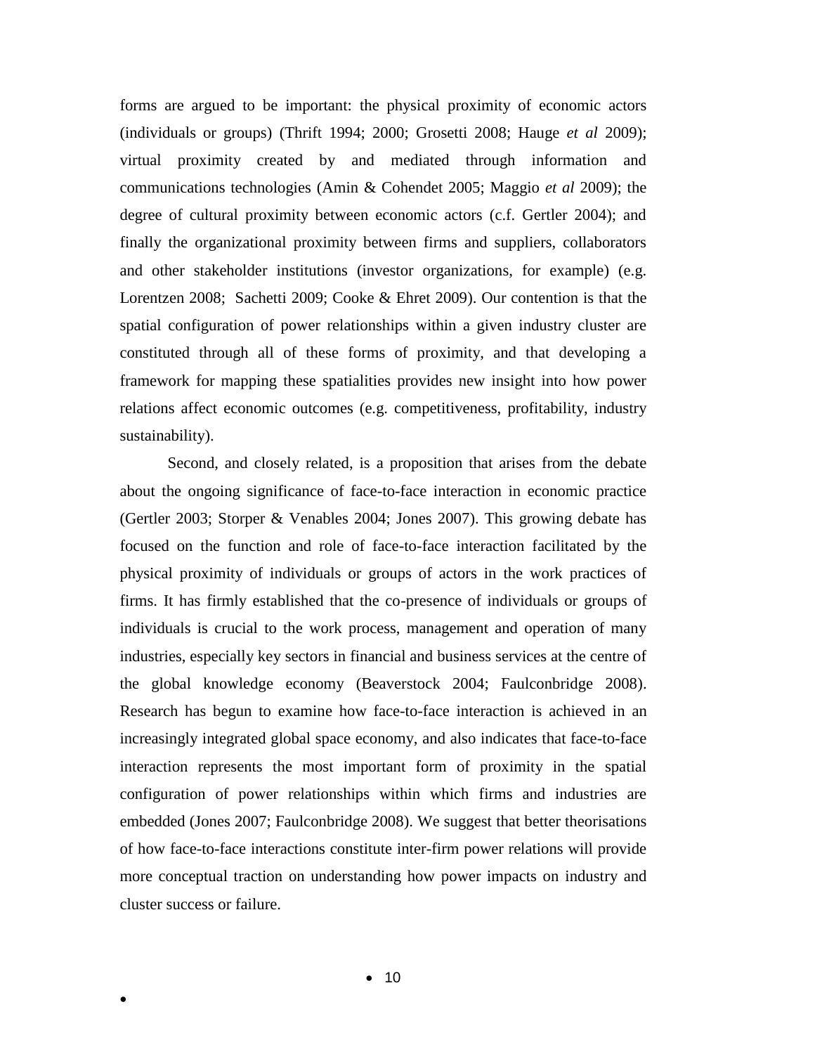forms are argued to be important: the physical proximity of economic actors (individuals or groups) (Thrift 1994; 2000; Grosetti 2008; Hauge *et al* 2009); virtual proximity created by and mediated through information and communications technologies (Amin & Cohendet 2005; Maggio *et al* 2009); the degree of cultural proximity between economic actors (c.f. Gertler 2004); and finally the organizational proximity between firms and suppliers, collaborators and other stakeholder institutions (investor organizations, for example) (e.g. Lorentzen 2008; Sachetti 2009; Cooke & Ehret 2009). Our contention is that the spatial configuration of power relationships within a given industry cluster are constituted through all of these forms of proximity, and that developing a framework for mapping these spatialities provides new insight into how power relations affect economic outcomes (e.g. competitiveness, profitability, industry sustainability).

Second, and closely related, is a proposition that arises from the debate about the ongoing significance of face-to-face interaction in economic practice (Gertler 2003; Storper & Venables 2004; Jones 2007). This growing debate has focused on the function and role of face-to-face interaction facilitated by the physical proximity of individuals or groups of actors in the work practices of firms. It has firmly established that the co-presence of individuals or groups of individuals is crucial to the work process, management and operation of many industries, especially key sectors in financial and business services at the centre of the global knowledge economy (Beaverstock 2004; Faulconbridge 2008). Research has begun to examine how face-to-face interaction is achieved in an increasingly integrated global space economy, and also indicates that face-to-face interaction represents the most important form of proximity in the spatial configuration of power relationships within which firms and industries are embedded (Jones 2007; Faulconbridge 2008). We suggest that better theorisations of how face-to-face interactions constitute inter-firm power relations will provide more conceptual traction on understanding how power impacts on industry and cluster success or failure.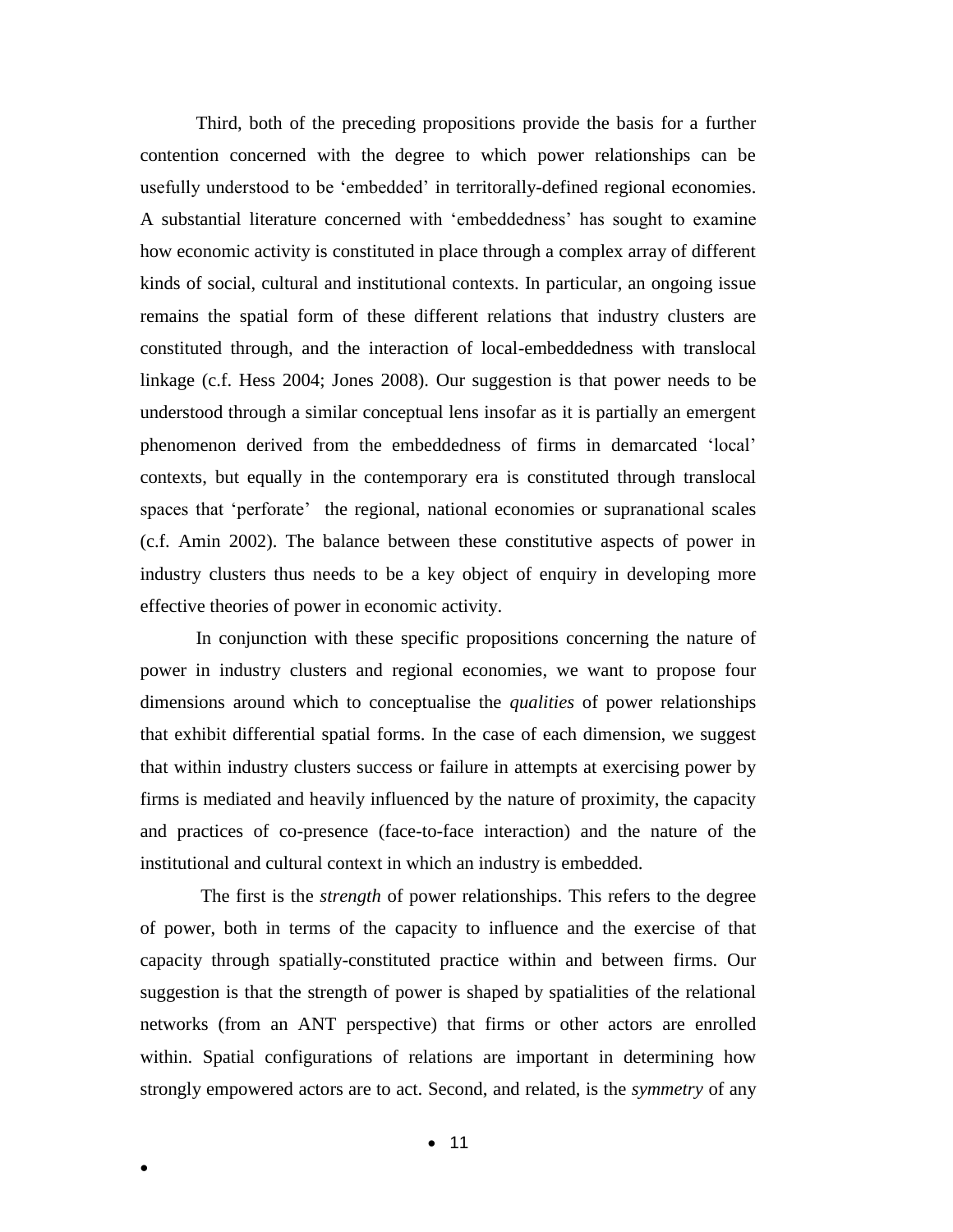Third, both of the preceding propositions provide the basis for a further contention concerned with the degree to which power relationships can be usefully understood to be 'embedded' in territorally-defined regional economies. A substantial literature concerned with 'embeddedness' has sought to examine how economic activity is constituted in place through a complex array of different kinds of social, cultural and institutional contexts. In particular, an ongoing issue remains the spatial form of these different relations that industry clusters are constituted through, and the interaction of local-embeddedness with translocal linkage (c.f. Hess 2004; Jones 2008). Our suggestion is that power needs to be understood through a similar conceptual lens insofar as it is partially an emergent phenomenon derived from the embeddedness of firms in demarcated 'local' contexts, but equally in the contemporary era is constituted through translocal spaces that 'perforate' the regional, national economies or supranational scales (c.f. Amin 2002). The balance between these constitutive aspects of power in industry clusters thus needs to be a key object of enquiry in developing more effective theories of power in economic activity.

In conjunction with these specific propositions concerning the nature of power in industry clusters and regional economies, we want to propose four dimensions around which to conceptualise the *qualities* of power relationships that exhibit differential spatial forms. In the case of each dimension, we suggest that within industry clusters success or failure in attempts at exercising power by firms is mediated and heavily influenced by the nature of proximity, the capacity and practices of co-presence (face-to-face interaction) and the nature of the institutional and cultural context in which an industry is embedded.

The first is the *strength* of power relationships. This refers to the degree of power, both in terms of the capacity to influence and the exercise of that capacity through spatially-constituted practice within and between firms. Our suggestion is that the strength of power is shaped by spatialities of the relational networks (from an ANT perspective) that firms or other actors are enrolled within. Spatial configurations of relations are important in determining how strongly empowered actors are to act. Second, and related, is the *symmetry* of any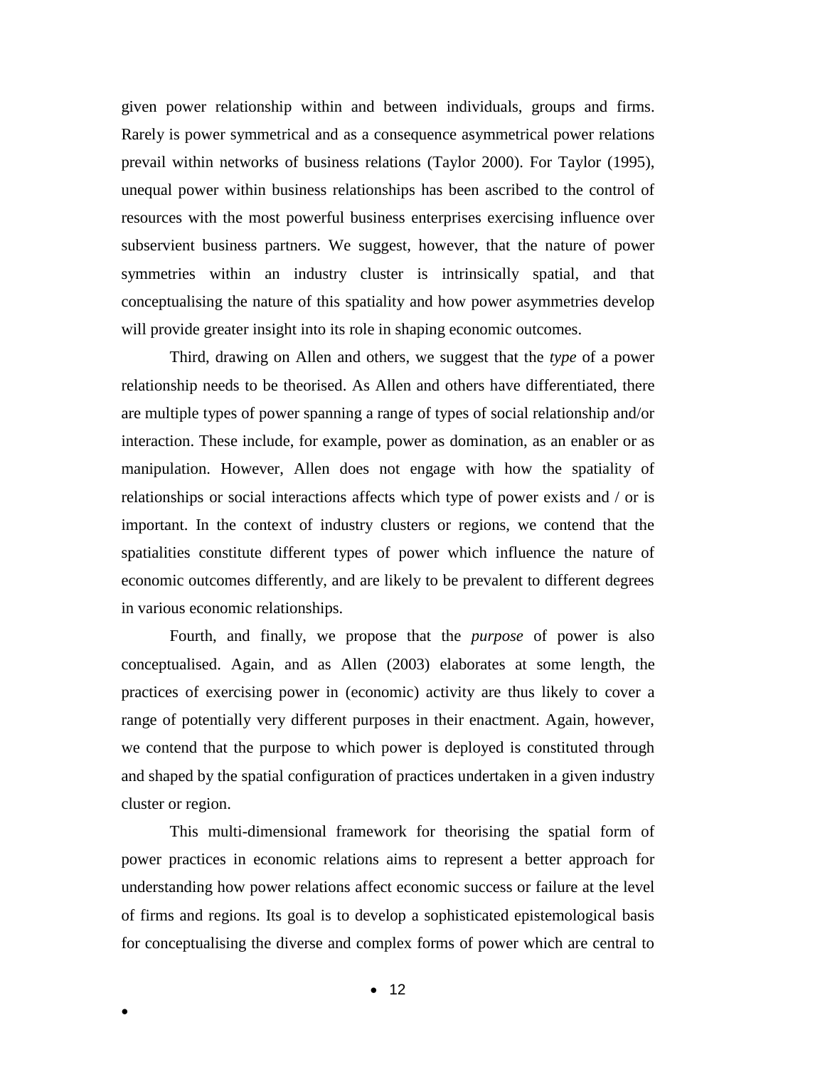given power relationship within and between individuals, groups and firms. Rarely is power symmetrical and as a consequence asymmetrical power relations prevail within networks of business relations (Taylor 2000). For Taylor (1995), unequal power within business relationships has been ascribed to the control of resources with the most powerful business enterprises exercising influence over subservient business partners. We suggest, however, that the nature of power symmetries within an industry cluster is intrinsically spatial, and that conceptualising the nature of this spatiality and how power asymmetries develop will provide greater insight into its role in shaping economic outcomes.

Third, drawing on Allen and others, we suggest that the *type* of a power relationship needs to be theorised. As Allen and others have differentiated, there are multiple types of power spanning a range of types of social relationship and/or interaction. These include, for example, power as domination, as an enabler or as manipulation. However, Allen does not engage with how the spatiality of relationships or social interactions affects which type of power exists and / or is important. In the context of industry clusters or regions, we contend that the spatialities constitute different types of power which influence the nature of economic outcomes differently, and are likely to be prevalent to different degrees in various economic relationships.

Fourth, and finally, we propose that the *purpose* of power is also conceptualised. Again, and as Allen (2003) elaborates at some length, the practices of exercising power in (economic) activity are thus likely to cover a range of potentially very different purposes in their enactment. Again, however, we contend that the purpose to which power is deployed is constituted through and shaped by the spatial configuration of practices undertaken in a given industry cluster or region.

This multi-dimensional framework for theorising the spatial form of power practices in economic relations aims to represent a better approach for understanding how power relations affect economic success or failure at the level of firms and regions. Its goal is to develop a sophisticated epistemological basis for conceptualising the diverse and complex forms of power which are central to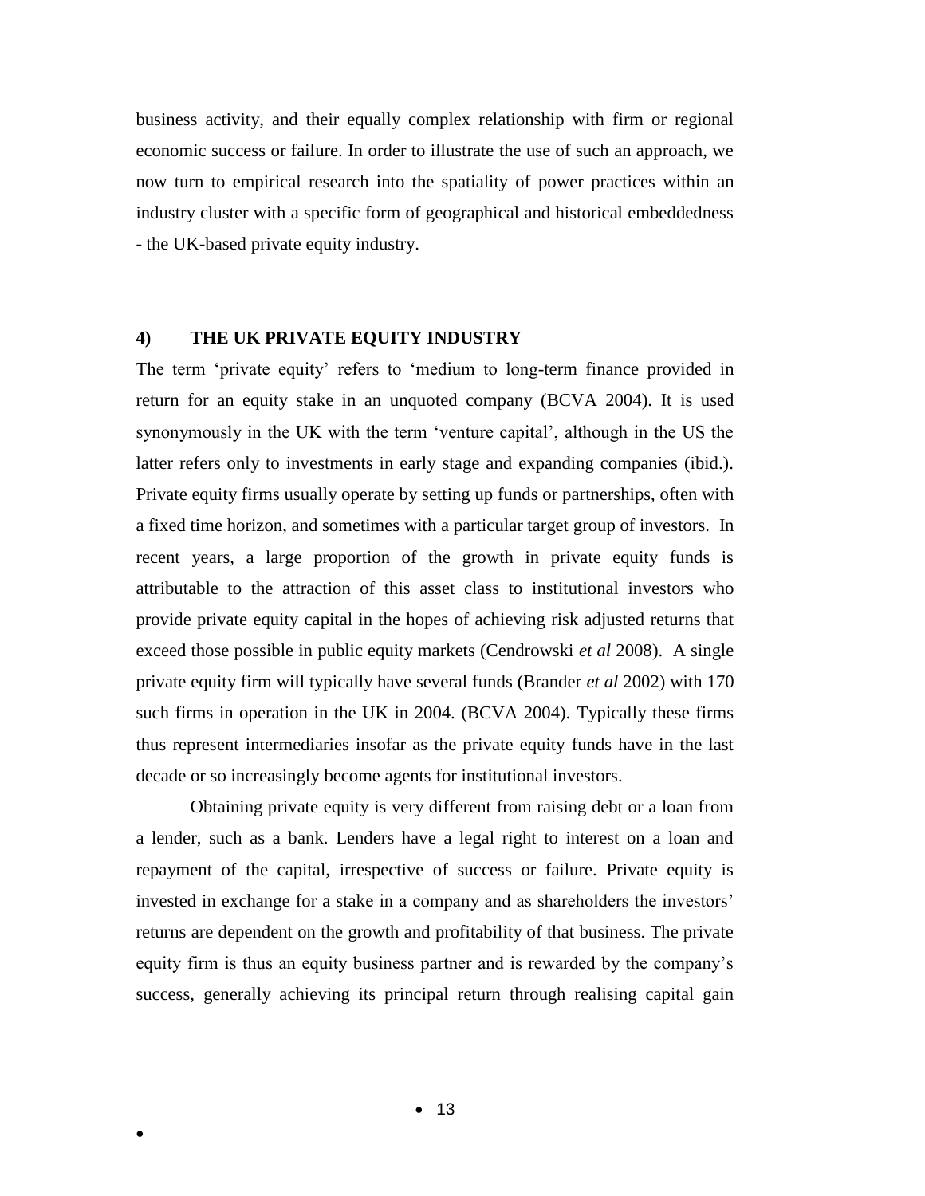business activity, and their equally complex relationship with firm or regional economic success or failure. In order to illustrate the use of such an approach, we now turn to empirical research into the spatiality of power practices within an industry cluster with a specific form of geographical and historical embeddedness - the UK-based private equity industry.

## 4) THE UK PRIVATE EQUITY INDUSTRY

The term 'private equity' refers to 'medium to long-term finance provided in return for an equity stake in an unquoted company (BCVA 2004). It is used synonymously in the UK with the term 'venture capital', although in the US the latter refers only to investments in early stage and expanding companies (ibid.). Private equity firms usually operate by setting up funds or partnerships, often with a fixed time horizon, and sometimes with a particular target group of investors. In recent years, a large proportion of the growth in private equity funds is attributable to the attraction of this asset class to institutional investors who provide private equity capital in the hopes of achieving risk adjusted returns that exceed those possible in public equity markets (Cendrowski *et al* 2008). A single private equity firm will typically have several funds (Brander *et al* 2002) with 170 such firms in operation in the UK in 2004. (BCVA 2004). Typically these firms thus represent intermediaries insofar as the private equity funds have in the last decade or so increasingly become agents for institutional investors.

Obtaining private equity is very different from raising debt or a loan from a lender, such as a bank. Lenders have a legal right to interest on a loan and repayment of the capital, irrespective of success or failure. Private equity is invested in exchange for a stake in a company and as shareholders the investors' returns are dependent on the growth and profitability of that business. The private equity firm is thus an equity business partner and is rewarded by the company's success, generally achieving its principal return through realising capital gain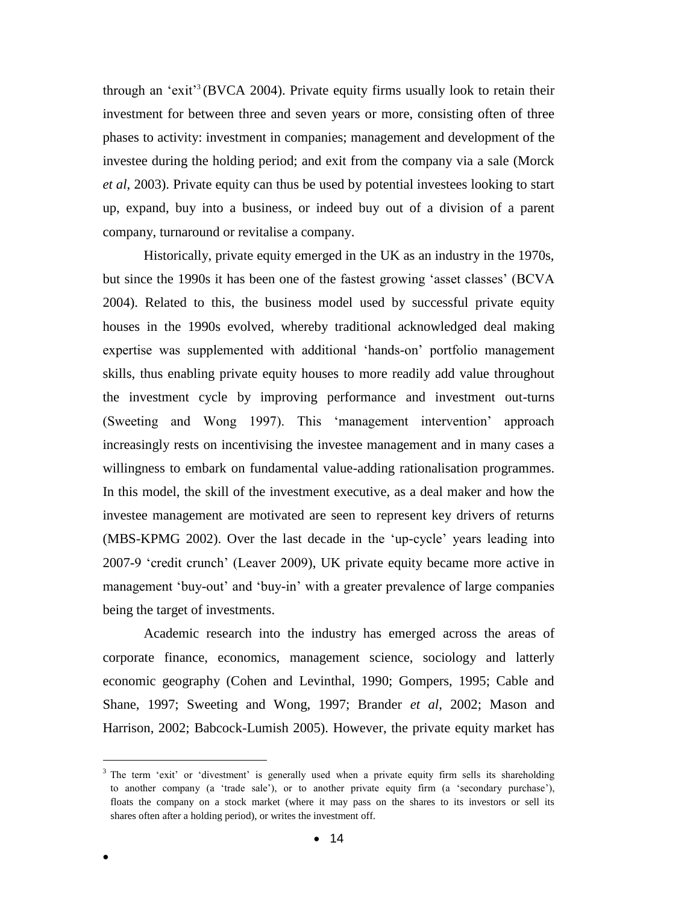through an 'exit'[3] (BVCA 2004). Private equity firms usually look to retain their investment for between three and seven years or more, consisting often of three phases to activity: investment in companies; management and development of the investee during the holding period; and exit from the company via a sale (Morck *et al*, 2003). Private equity can thus be used by potential investees looking to start up, expand, buy into a business, or indeed buy out of a division of a parent company, turnaround or revitalise a company.

Historically, private equity emerged in the UK as an industry in the 1970s, but since the 1990s it has been one of the fastest growing 'asset classes' (BCVA 2004). Related to this, the business model used by successful private equity houses in the 1990s evolved, whereby traditional acknowledged deal making expertise was supplemented with additional 'hands-on' portfolio management skills, thus enabling private equity houses to more readily add value throughout the investment cycle by improving performance and investment out-turns (Sweeting and Wong 1997). This 'management intervention' approach increasingly rests on incentivising the investee management and in many cases a willingness to embark on fundamental value-adding rationalisation programmes. In this model, the skill of the investment executive, as a deal maker and how the investee management are motivated are seen to represent key drivers of returns (MBS-KPMG 2002). Over the last decade in the 'up-cycle' years leading into 2007-9 'credit crunch' (Leaver 2009), UK private equity became more active in management 'buy-out' and 'buy-in' with a greater prevalence of large companies being the target of investments.

Academic research into the industry has emerged across the areas of corporate finance, economics, management science, sociology and latterly economic geography (Cohen and Levinthal, 1990; Gompers, 1995; Cable and Shane, 1997; Sweeting and Wong, 1997; Brander *et al*, 2002; Mason and Harrison, 2002; Babcock-Lumish 2005). However, the private equity market has

[3] The term 'exit' or 'divestment' is generally used when a private equity firm sells its shareholding to another company (a 'trade sale'), or to another private equity firm (a 'secondary purchase'), floats the company on a stock market (where it may pass on the shares to its investors or sell its shares often after a holding period), or writes the investment off.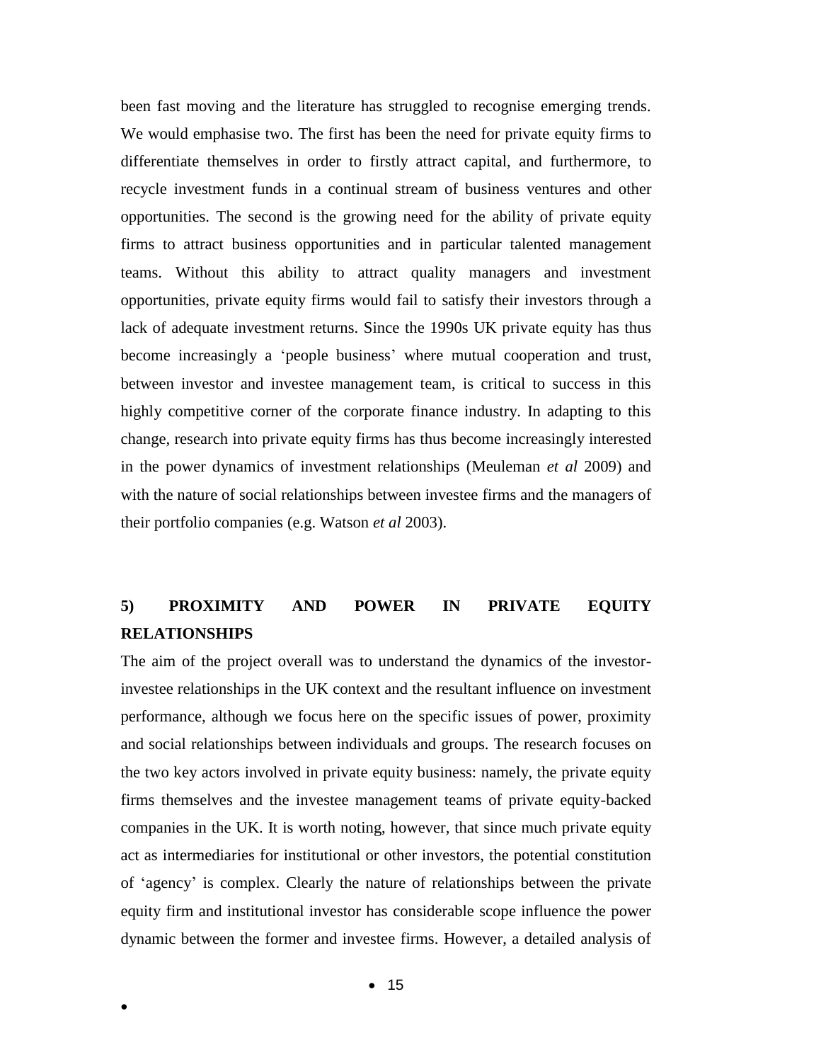been fast moving and the literature has struggled to recognise emerging trends. We would emphasise two. The first has been the need for private equity firms to differentiate themselves in order to firstly attract capital, and furthermore, to recycle investment funds in a continual stream of business ventures and other opportunities. The second is the growing need for the ability of private equity firms to attract business opportunities and in particular talented management teams. Without this ability to attract quality managers and investment opportunities, private equity firms would fail to satisfy their investors through a lack of adequate investment returns. Since the 1990s UK private equity has thus become increasingly a 'people business' where mutual cooperation and trust, between investor and investee management team, is critical to success in this highly competitive corner of the corporate finance industry. In adapting to this change, research into private equity firms has thus become increasingly interested in the power dynamics of investment relationships (Meuleman *et al* 2009) and with the nature of social relationships between investee firms and the managers of their portfolio companies (e.g. Watson *et al* 2003).

## 5) PROXIMITY AND POWER IN PRIVATE EQUITY RELATIONSHIPS

The aim of the project overall was to understand the dynamics of the investor-investee relationships in the UK context and the resultant influence on investment performance, although we focus here on the specific issues of power, proximity and social relationships between individuals and groups. The research focuses on the two key actors involved in private equity business: namely, the private equity firms themselves and the investee management teams of private equity-backed companies in the UK. It is worth noting, however, that since much private equity act as intermediaries for institutional or other investors, the potential constitution of 'agency' is complex. Clearly the nature of relationships between the private equity firm and institutional investor has considerable scope influence the power dynamic between the former and investee firms. However, a detailed analysis of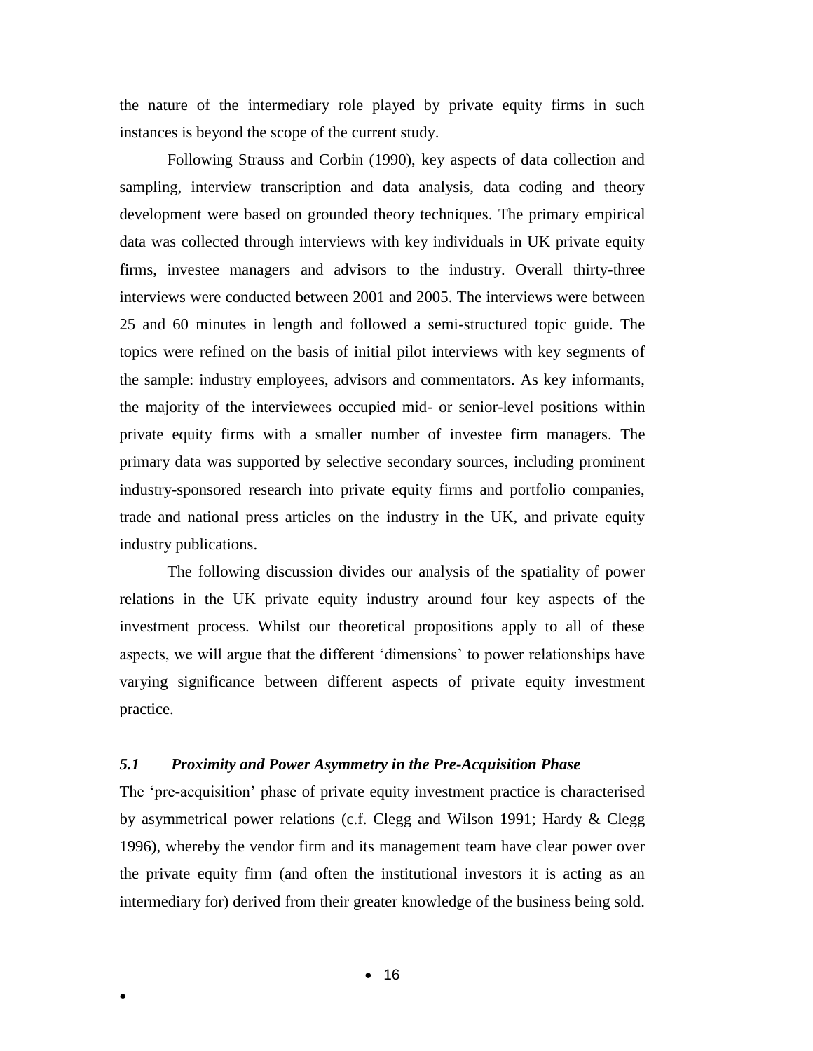the nature of the intermediary role played by private equity firms in such instances is beyond the scope of the current study.

Following Strauss and Corbin (1990), key aspects of data collection and sampling, interview transcription and data analysis, data coding and theory development were based on grounded theory techniques. The primary empirical data was collected through interviews with key individuals in UK private equity firms, investee managers and advisors to the industry. Overall thirty-three interviews were conducted between 2001 and 2005. The interviews were between 25 and 60 minutes in length and followed a semi-structured topic guide. The topics were refined on the basis of initial pilot interviews with key segments of the sample: industry employees, advisors and commentators. As key informants, the majority of the interviewees occupied mid- or senior-level positions within private equity firms with a smaller number of investee firm managers. The primary data was supported by selective secondary sources, including prominent industry-sponsored research into private equity firms and portfolio companies, trade and national press articles on the industry in the UK, and private equity industry publications.

The following discussion divides our analysis of the spatiality of power relations in the UK private equity industry around four key aspects of the investment process. Whilst our theoretical propositions apply to all of these aspects, we will argue that the different 'dimensions' to power relationships have varying significance between different aspects of private equity investment practice.

### *5.1 Proximity and Power Asymmetry in the Pre-Acquisition Phase*

The 'pre-acquisition' phase of private equity investment practice is characterised by asymmetrical power relations (c.f. Clegg and Wilson 1991; Hardy & Clegg 1996), whereby the vendor firm and its management team have clear power over the private equity firm (and often the institutional investors it is acting as an intermediary for) derived from their greater knowledge of the business being sold.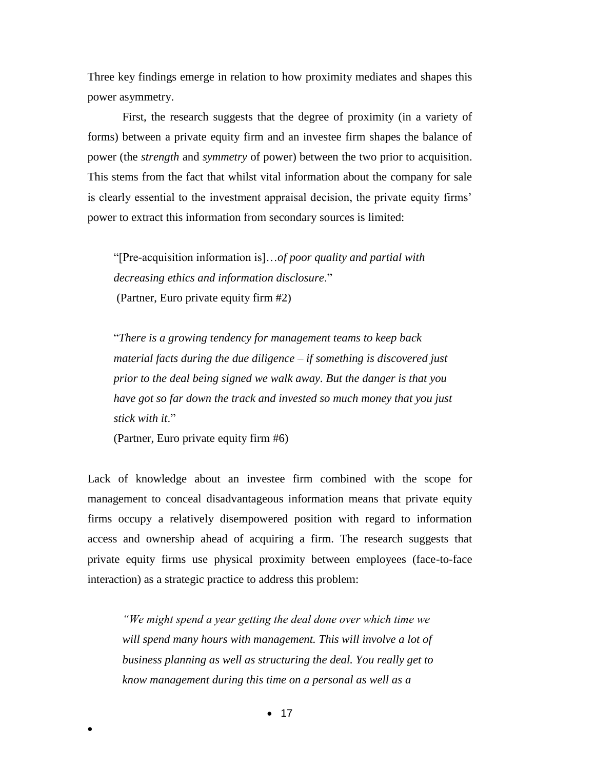Three key findings emerge in relation to how proximity mediates and shapes this power asymmetry.

First, the research suggests that the degree of proximity (in a variety of forms) between a private equity firm and an investee firm shapes the balance of power (the *strength* and *symmetry* of power) between the two prior to acquisition. This stems from the fact that whilst vital information about the company for sale is clearly essential to the investment appraisal decision, the private equity firms' power to extract this information from secondary sources is limited:

> "[Pre-acquisition information is]…*of poor quality and partial with decreasing ethics and information disclosure*."
> (Partner, Euro private equity firm #2)

> "*There is a growing tendency for management teams to keep back material facts during the due diligence – if something is discovered just prior to the deal being signed we walk away. But the danger is that you have got so far down the track and invested so much money that you just stick with it*."
> (Partner, Euro private equity firm #6)

Lack of knowledge about an investee firm combined with the scope for management to conceal disadvantageous information means that private equity firms occupy a relatively disempowered position with regard to information access and ownership ahead of acquiring a firm. The research suggests that private equity firms use physical proximity between employees (face-to-face interaction) as a strategic practice to address this problem:

> *"We might spend a year getting the deal done over which time we will spend many hours with management. This will involve a lot of business planning as well as structuring the deal. You really get to know management during this time on a personal as well as a*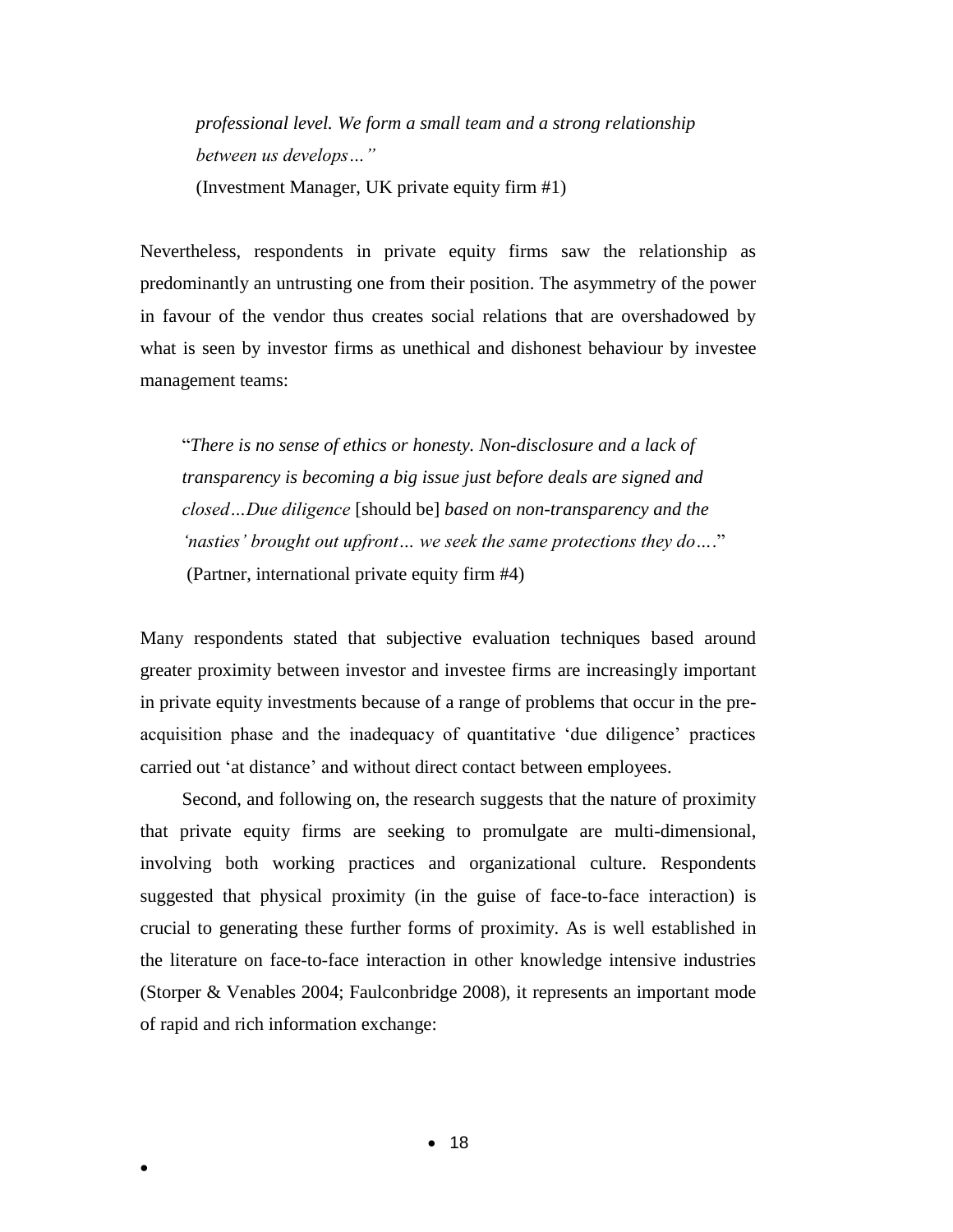> *professional level. We form a small team and a strong relationship between us develops…"*
> (Investment Manager, UK private equity firm #1)

Nevertheless, respondents in private equity firms saw the relationship as predominantly an untrusting one from their position. The asymmetry of the power in favour of the vendor thus creates social relations that are overshadowed by what is seen by investor firms as unethical and dishonest behaviour by investee management teams:

> "*There is no sense of ethics or honesty. Non-disclosure and a lack of transparency is becoming a big issue just before deals are signed and closed…Due diligence* [should be] *based on non-transparency and the 'nasties' brought out upfront… we seek the same protections they do….*"
> (Partner, international private equity firm #4)

Many respondents stated that subjective evaluation techniques based around greater proximity between investor and investee firms are increasingly important in private equity investments because of a range of problems that occur in the pre-acquisition phase and the inadequacy of quantitative 'due diligence' practices carried out 'at distance' and without direct contact between employees.

Second, and following on, the research suggests that the nature of proximity that private equity firms are seeking to promulgate are multi-dimensional, involving both working practices and organizational culture. Respondents suggested that physical proximity (in the guise of face-to-face interaction) is crucial to generating these further forms of proximity. As is well established in the literature on face-to-face interaction in other knowledge intensive industries (Storper & Venables 2004; Faulconbridge 2008), it represents an important mode of rapid and rich information exchange: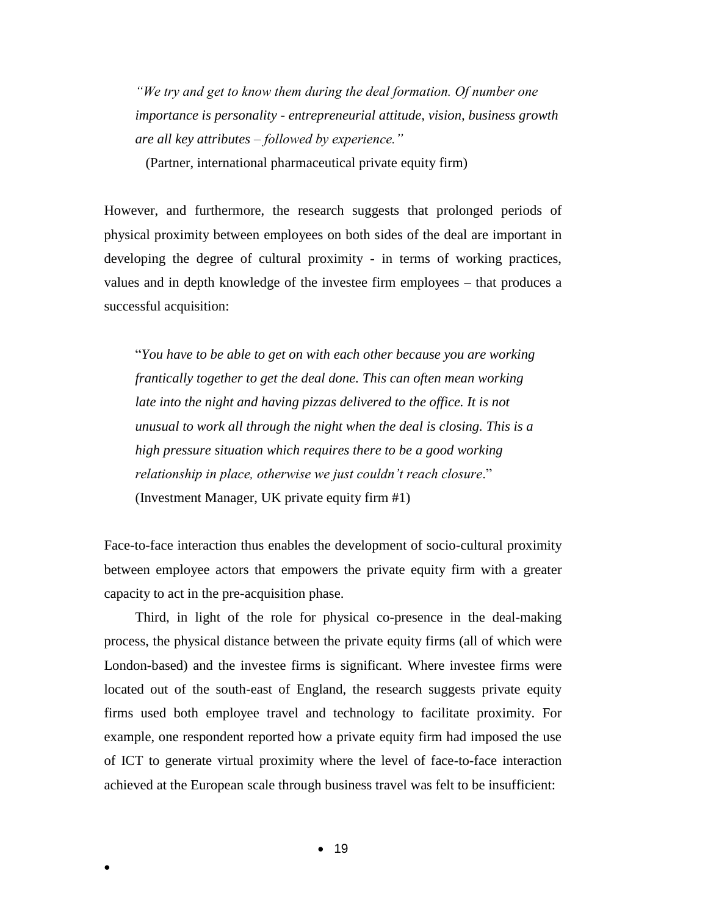> *"We try and get to know them during the deal formation. Of number one importance is personality - entrepreneurial attitude, vision, business growth are all key attributes – followed by experience."*
>
> (Partner, international pharmaceutical private equity firm)

However, and furthermore, the research suggests that prolonged periods of physical proximity between employees on both sides of the deal are important in developing the degree of cultural proximity - in terms of working practices, values and in depth knowledge of the investee firm employees – that produces a successful acquisition:

> "*You have to be able to get on with each other because you are working frantically together to get the deal done. This can often mean working late into the night and having pizzas delivered to the office. It is not unusual to work all through the night when the deal is closing. This is a high pressure situation which requires there to be a good working relationship in place, otherwise we just couldn't reach closure*."
>
> (Investment Manager, UK private equity firm #1)

Face-to-face interaction thus enables the development of socio-cultural proximity between employee actors that empowers the private equity firm with a greater capacity to act in the pre-acquisition phase.

Third, in light of the role for physical co-presence in the deal-making process, the physical distance between the private equity firms (all of which were London-based) and the investee firms is significant. Where investee firms were located out of the south-east of England, the research suggests private equity firms used both employee travel and technology to facilitate proximity. For example, one respondent reported how a private equity firm had imposed the use of ICT to generate virtual proximity where the level of face-to-face interaction achieved at the European scale through business travel was felt to be insufficient: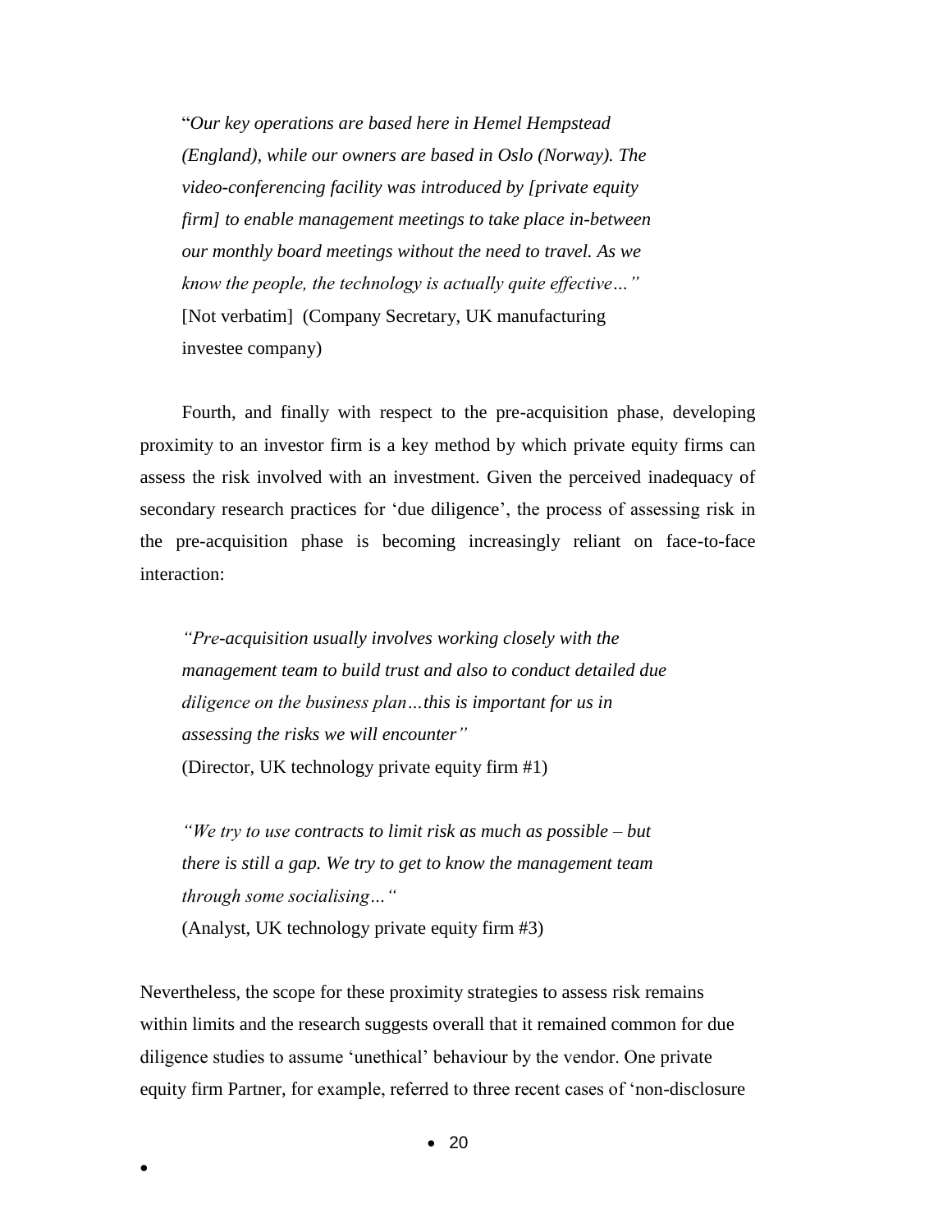"*Our key operations are based here in Hemel Hempstead (England), while our owners are based in Oslo (Norway). The video-conferencing facility was introduced by [private equity firm] to enable management meetings to take place in-between our monthly board meetings without the need to travel. As we know the people, the technology is actually quite effective…"* [Not verbatim] (Company Secretary, UK manufacturing investee company)

Fourth, and finally with respect to the pre-acquisition phase, developing proximity to an investor firm is a key method by which private equity firms can assess the risk involved with an investment. Given the perceived inadequacy of secondary research practices for 'due diligence', the process of assessing risk in the pre-acquisition phase is becoming increasingly reliant on face-to-face interaction:

*"Pre-acquisition usually involves working closely with the management team to build trust and also to conduct detailed due diligence on the business plan…this is important for us in assessing the risks we will encounter"*
(Director, UK technology private equity firm #1)

*"We try to use contracts to limit risk as much as possible – but there is still a gap. We try to get to know the management team through some socialising…"*
(Analyst, UK technology private equity firm #3)

Nevertheless, the scope for these proximity strategies to assess risk remains within limits and the research suggests overall that it remained common for due diligence studies to assume 'unethical' behaviour by the vendor. One private equity firm Partner, for example, referred to three recent cases of 'non-disclosure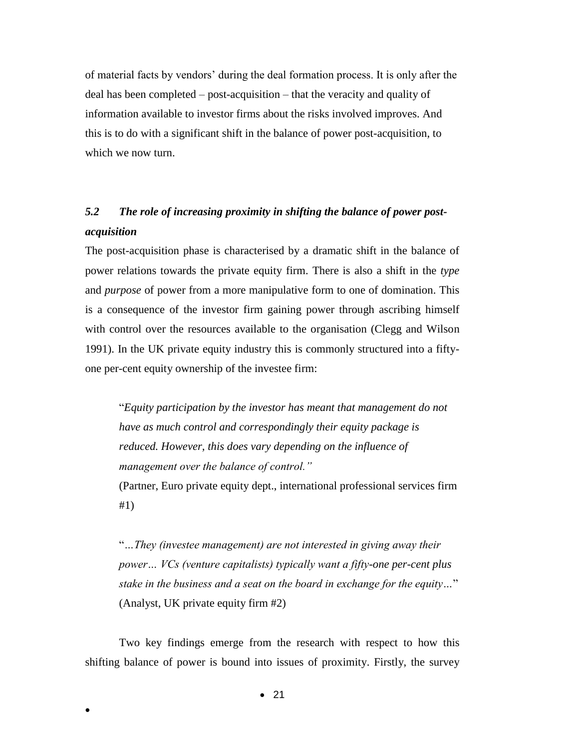of material facts by vendors' during the deal formation process. It is only after the deal has been completed – post-acquisition – that the veracity and quality of information available to investor firms about the risks involved improves. And this is to do with a significant shift in the balance of power post-acquisition, to which we now turn.

### *5.2 The role of increasing proximity in shifting the balance of power post-acquisition*

The post-acquisition phase is characterised by a dramatic shift in the balance of power relations towards the private equity firm. There is also a shift in the *type* and *purpose* of power from a more manipulative form to one of domination. This is a consequence of the investor firm gaining power through ascribing himself with control over the resources available to the organisation (Clegg and Wilson 1991). In the UK private equity industry this is commonly structured into a fifty-one per-cent equity ownership of the investee firm:

> "*Equity participation by the investor has meant that management do not have as much control and correspondingly their equity package is reduced. However, this does vary depending on the influence of management over the balance of control.*"
> (Partner, Euro private equity dept., international professional services firm #1)

> "*…They (investee management) are not interested in giving away their power… VCs (venture capitalists) typically want a fifty-one per-cent plus stake in the business and a seat on the board in exchange for the equity…*"
> (Analyst, UK private equity firm #2)

Two key findings emerge from the research with respect to how this shifting balance of power is bound into issues of proximity. Firstly, the survey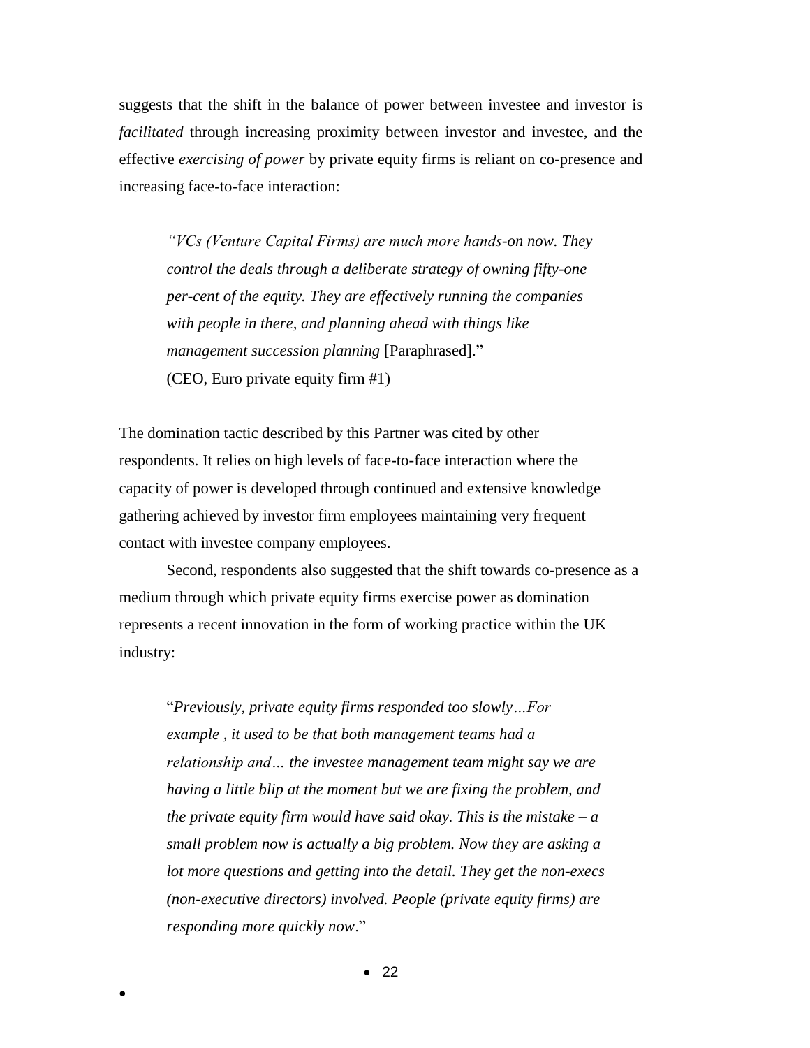suggests that the shift in the balance of power between investee and investor is *facilitated* through increasing proximity between investor and investee, and the effective *exercising of power* by private equity firms is reliant on co-presence and increasing face-to-face interaction:

> *"VCs (Venture Capital Firms) are much more hands-on now. They control the deals through a deliberate strategy of owning fifty-one per-cent of the equity. They are effectively running the companies with people in there, and planning ahead with things like management succession planning* [Paraphrased]."
> (CEO, Euro private equity firm #1)

The domination tactic described by this Partner was cited by other respondents. It relies on high levels of face-to-face interaction where the capacity of power is developed through continued and extensive knowledge gathering achieved by investor firm employees maintaining very frequent contact with investee company employees.

Second, respondents also suggested that the shift towards co-presence as a medium through which private equity firms exercise power as domination represents a recent innovation in the form of working practice within the UK industry:

> "*Previously, private equity firms responded too slowly…For example , it used to be that both management teams had a relationship and… the investee management team might say we are having a little blip at the moment but we are fixing the problem, and the private equity firm would have said okay. This is the mistake – a small problem now is actually a big problem. Now they are asking a lot more questions and getting into the detail. They get the non-execs (non-executive directors) involved. People (private equity firms) are responding more quickly now*."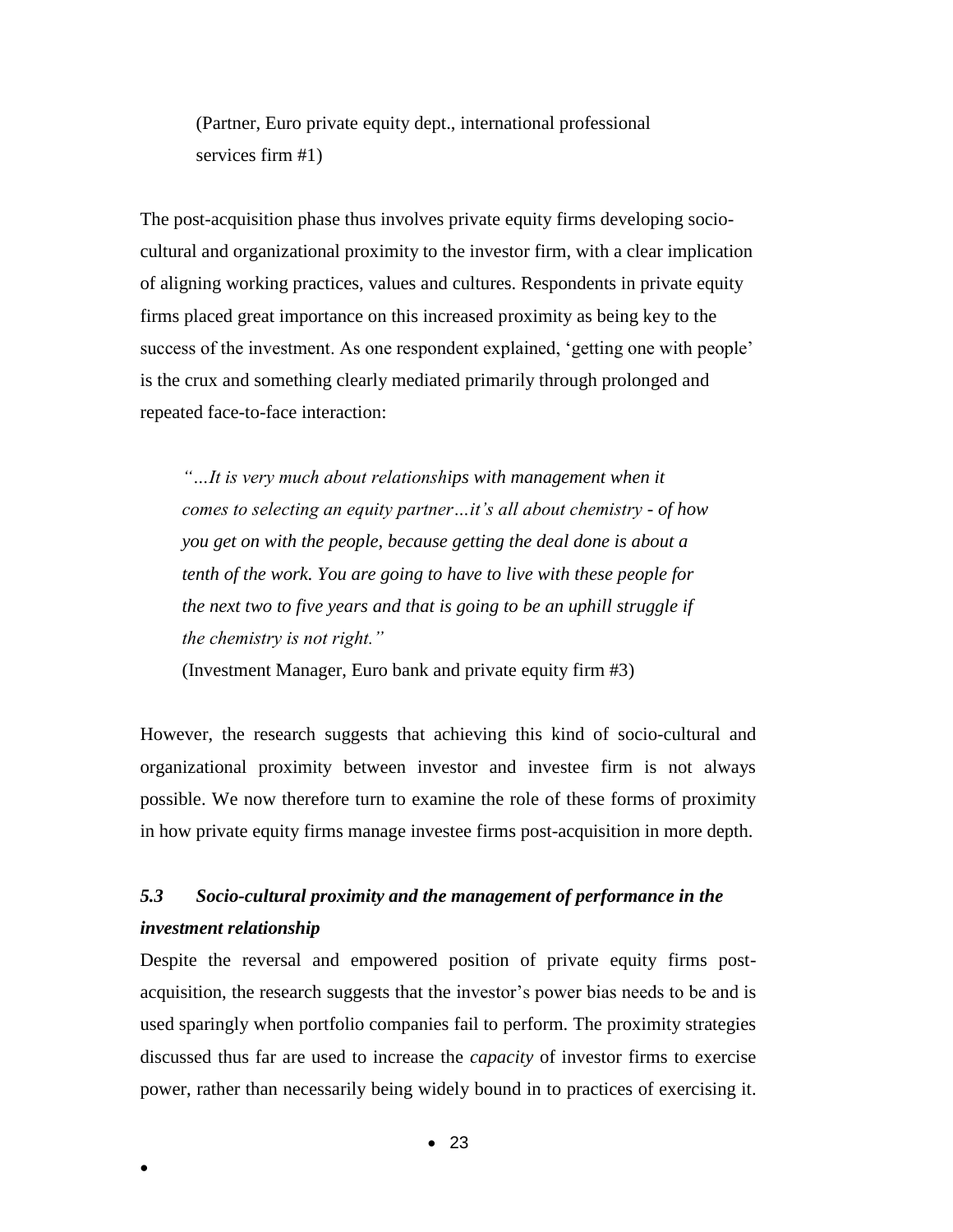(Partner, Euro private equity dept., international professional services firm #1)

The post-acquisition phase thus involves private equity firms developing socio-cultural and organizational proximity to the investor firm, with a clear implication of aligning working practices, values and cultures. Respondents in private equity firms placed great importance on this increased proximity as being key to the success of the investment. As one respondent explained, 'getting one with people' is the crux and something clearly mediated primarily through prolonged and repeated face-to-face interaction:

> *"…It is very much about relationships with management when it comes to selecting an equity partner…it's all about chemistry - of how you get on with the people, because getting the deal done is about a tenth of the work. You are going to have to live with these people for the next two to five years and that is going to be an uphill struggle if the chemistry is not right."*
>
> (Investment Manager, Euro bank and private equity firm #3)

However, the research suggests that achieving this kind of socio-cultural and organizational proximity between investor and investee firm is not always possible. We now therefore turn to examine the role of these forms of proximity in how private equity firms manage investee firms post-acquisition in more depth.

### *5.3 Socio-cultural proximity and the management of performance in the investment relationship*

Despite the reversal and empowered position of private equity firms post-acquisition, the research suggests that the investor's power bias needs to be and is used sparingly when portfolio companies fail to perform. The proximity strategies discussed thus far are used to increase the *capacity* of investor firms to exercise power, rather than necessarily being widely bound in to practices of exercising it.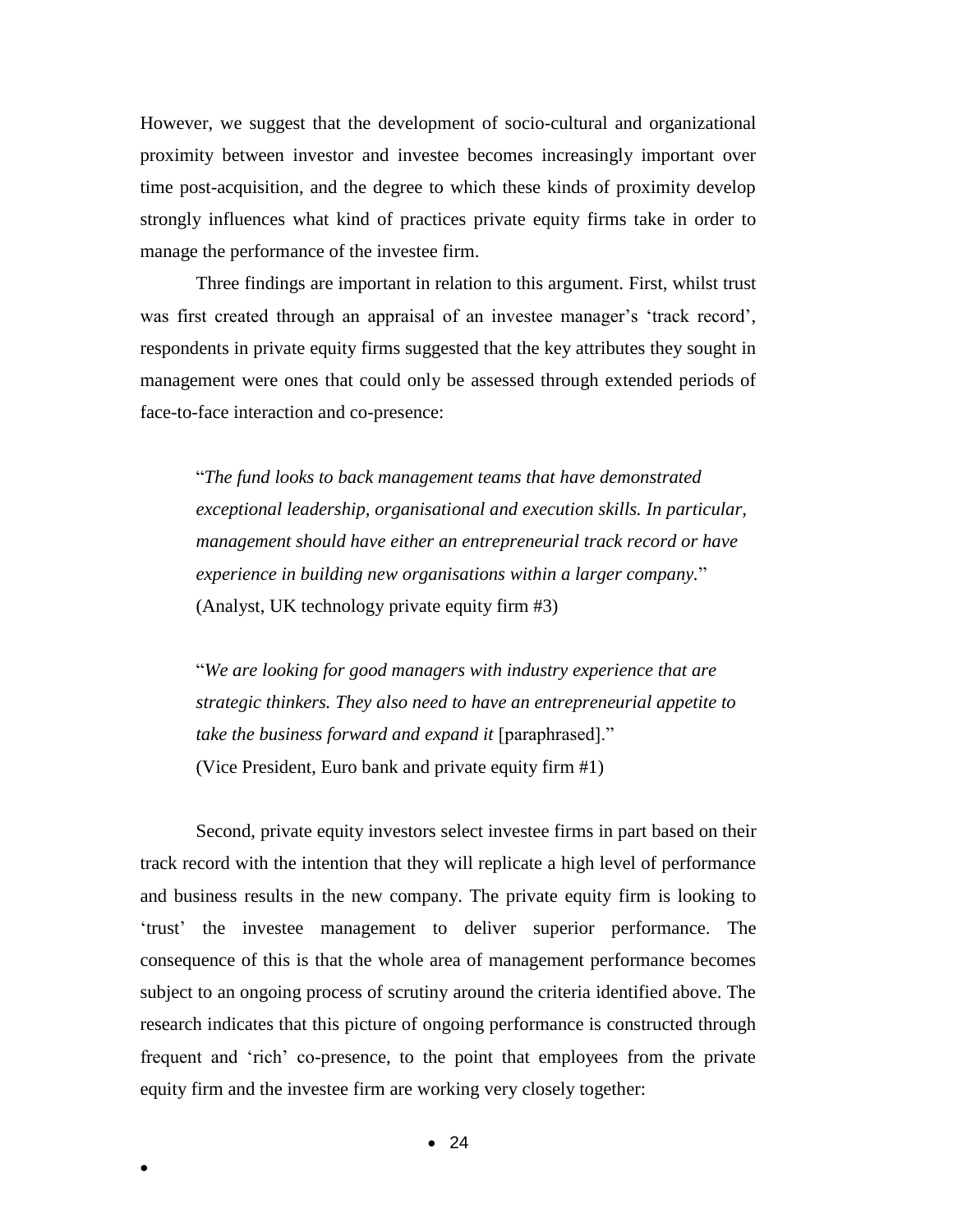However, we suggest that the development of socio-cultural and organizational proximity between investor and investee becomes increasingly important over time post-acquisition, and the degree to which these kinds of proximity develop strongly influences what kind of practices private equity firms take in order to manage the performance of the investee firm.

Three findings are important in relation to this argument. First, whilst trust was first created through an appraisal of an investee manager's 'track record', respondents in private equity firms suggested that the key attributes they sought in management were ones that could only be assessed through extended periods of face-to-face interaction and co-presence:

> "*The fund looks to back management teams that have demonstrated exceptional leadership, organisational and execution skills. In particular, management should have either an entrepreneurial track record or have experience in building new organisations within a larger company.*"
> (Analyst, UK technology private equity firm #3)

> "*We are looking for good managers with industry experience that are strategic thinkers. They also need to have an entrepreneurial appetite to take the business forward and expand it* [paraphrased]."
> (Vice President, Euro bank and private equity firm #1)

Second, private equity investors select investee firms in part based on their track record with the intention that they will replicate a high level of performance and business results in the new company. The private equity firm is looking to 'trust' the investee management to deliver superior performance. The consequence of this is that the whole area of management performance becomes subject to an ongoing process of scrutiny around the criteria identified above. The research indicates that this picture of ongoing performance is constructed through frequent and 'rich' co-presence, to the point that employees from the private equity firm and the investee firm are working very closely together: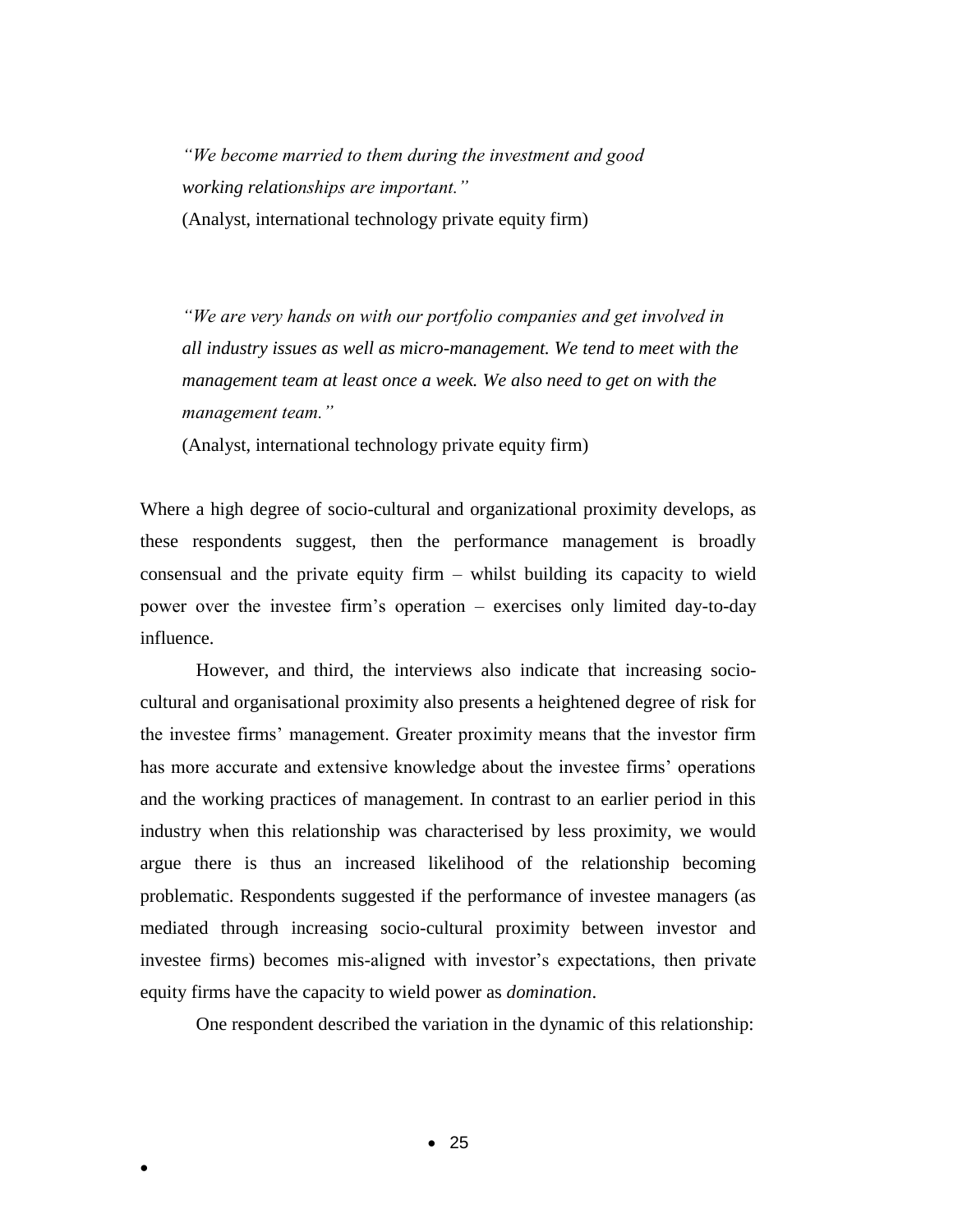> *"We become married to them during the investment and good working relationships are important."*
> (Analyst, international technology private equity firm)

> *"We are very hands on with our portfolio companies and get involved in all industry issues as well as micro-management. We tend to meet with the management team at least once a week. We also need to get on with the management team."*
> (Analyst, international technology private equity firm)

Where a high degree of socio-cultural and organizational proximity develops, as these respondents suggest, then the performance management is broadly consensual and the private equity firm – whilst building its capacity to wield power over the investee firm's operation – exercises only limited day-to-day influence.

However, and third, the interviews also indicate that increasing socio-cultural and organisational proximity also presents a heightened degree of risk for the investee firms' management. Greater proximity means that the investor firm has more accurate and extensive knowledge about the investee firms' operations and the working practices of management. In contrast to an earlier period in this industry when this relationship was characterised by less proximity, we would argue there is thus an increased likelihood of the relationship becoming problematic. Respondents suggested if the performance of investee managers (as mediated through increasing socio-cultural proximity between investor and investee firms) becomes mis-aligned with investor's expectations, then private equity firms have the capacity to wield power as *domination*.

One respondent described the variation in the dynamic of this relationship: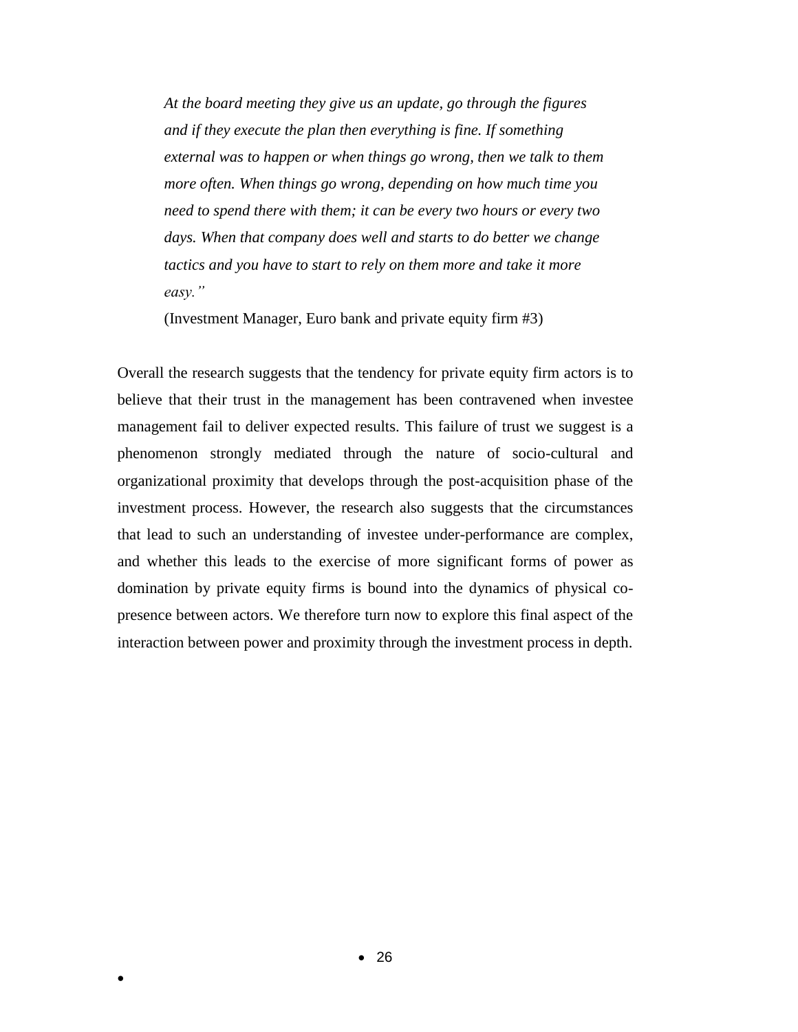> *At the board meeting they give us an update, go through the figures and if they execute the plan then everything is fine. If something external was to happen or when things go wrong, then we talk to them more often. When things go wrong, depending on how much time you need to spend there with them; it can be every two hours or every two days. When that company does well and starts to do better we change tactics and you have to start to rely on them more and take it more easy."*
>
> (Investment Manager, Euro bank and private equity firm #3)

Overall the research suggests that the tendency for private equity firm actors is to believe that their trust in the management has been contravened when investee management fail to deliver expected results. This failure of trust we suggest is a phenomenon strongly mediated through the nature of socio-cultural and organizational proximity that develops through the post-acquisition phase of the investment process. However, the research also suggests that the circumstances that lead to such an understanding of investee under-performance are complex, and whether this leads to the exercise of more significant forms of power as domination by private equity firms is bound into the dynamics of physical co-presence between actors. We therefore turn now to explore this final aspect of the interaction between power and proximity through the investment process in depth.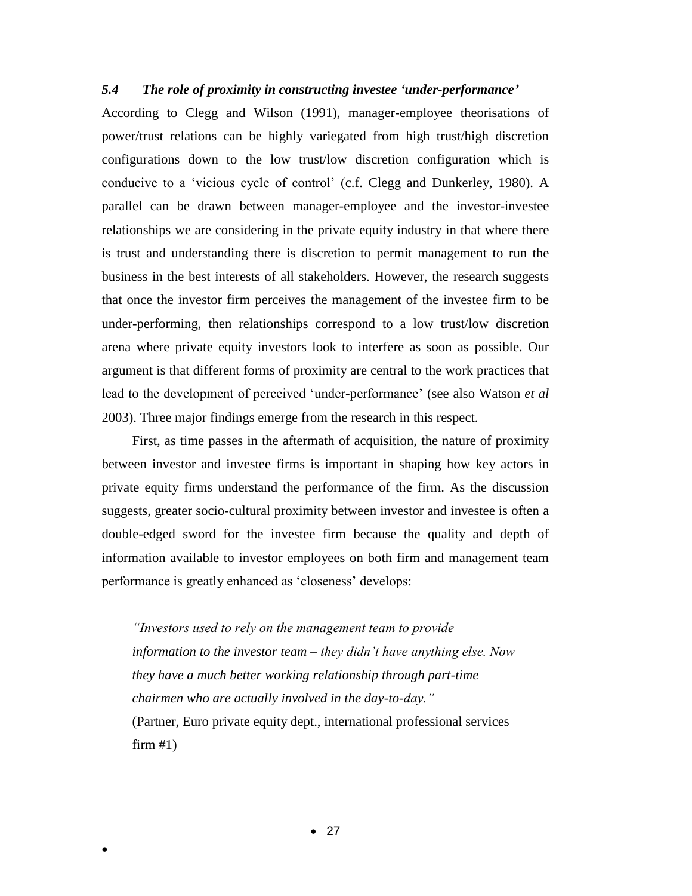### *5.4 The role of proximity in constructing investee 'under-performance'*

According to Clegg and Wilson (1991), manager-employee theorisations of power/trust relations can be highly variegated from high trust/high discretion configurations down to the low trust/low discretion configuration which is conducive to a 'vicious cycle of control' (c.f. Clegg and Dunkerley, 1980). A parallel can be drawn between manager-employee and the investor-investee relationships we are considering in the private equity industry in that where there is trust and understanding there is discretion to permit management to run the business in the best interests of all stakeholders. However, the research suggests that once the investor firm perceives the management of the investee firm to be under-performing, then relationships correspond to a low trust/low discretion arena where private equity investors look to interfere as soon as possible. Our argument is that different forms of proximity are central to the work practices that lead to the development of perceived 'under-performance' (see also Watson *et al* 2003). Three major findings emerge from the research in this respect.

First, as time passes in the aftermath of acquisition, the nature of proximity between investor and investee firms is important in shaping how key actors in private equity firms understand the performance of the firm. As the discussion suggests, greater socio-cultural proximity between investor and investee is often a double-edged sword for the investee firm because the quality and depth of information available to investor employees on both firm and management team performance is greatly enhanced as 'closeness' develops:

> *"Investors used to rely on the management team to provide information to the investor team – they didn't have anything else. Now they have a much better working relationship through part-time chairmen who are actually involved in the day-to-day."*
> (Partner, Euro private equity dept., international professional services firm #1)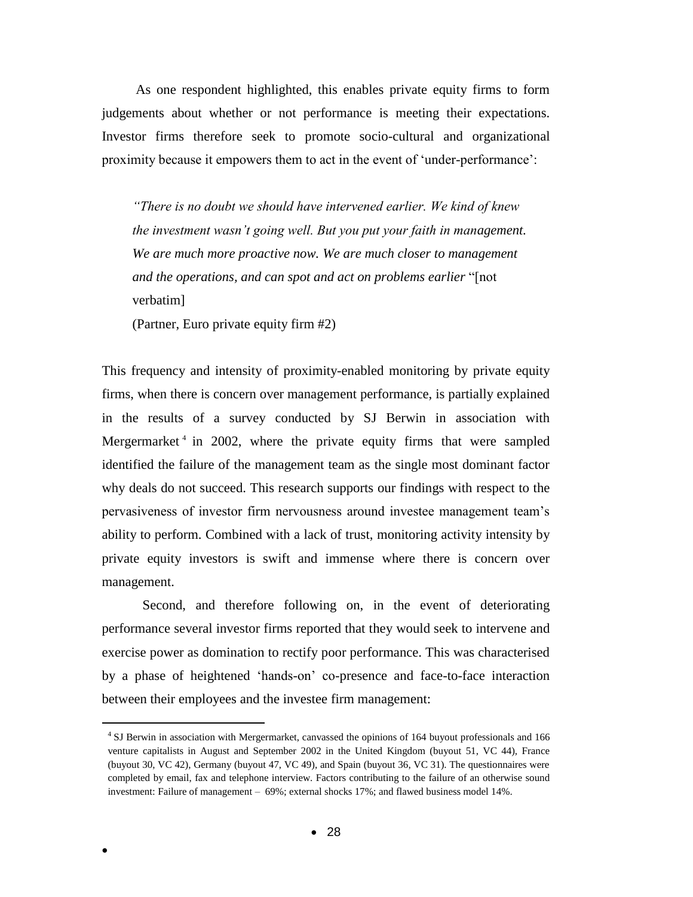As one respondent highlighted, this enables private equity firms to form judgements about whether or not performance is meeting their expectations. Investor firms therefore seek to promote socio-cultural and organizational proximity because it empowers them to act in the event of 'under-performance':

> *"There is no doubt we should have intervened earlier. We kind of knew the investment wasn't going well. But you put your faith in management. We are much more proactive now. We are much closer to management and the operations, and can spot and act on problems earlier* "[not verbatim]
>
> (Partner, Euro private equity firm #2)

This frequency and intensity of proximity-enabled monitoring by private equity firms, when there is concern over management performance, is partially explained in the results of a survey conducted by SJ Berwin in association with Mergermarket[4] in 2002, where the private equity firms that were sampled identified the failure of the management team as the single most dominant factor why deals do not succeed. This research supports our findings with respect to the pervasiveness of investor firm nervousness around investee management team's ability to perform. Combined with a lack of trust, monitoring activity intensity by private equity investors is swift and immense where there is concern over management.

Second, and therefore following on, in the event of deteriorating performance several investor firms reported that they would seek to intervene and exercise power as domination to rectify poor performance. This was characterised by a phase of heightened 'hands-on' co-presence and face-to-face interaction between their employees and the investee firm management:

[4] SJ Berwin in association with Mergermarket, canvassed the opinions of 164 buyout professionals and 166 venture capitalists in August and September 2002 in the United Kingdom (buyout 51, VC 44), France (buyout 30, VC 42), Germany (buyout 47, VC 49), and Spain (buyout 36, VC 31). The questionnaires were completed by email, fax and telephone interview. Factors contributing to the failure of an otherwise sound investment: Failure of management – 69%; external shocks 17%; and flawed business model 14%.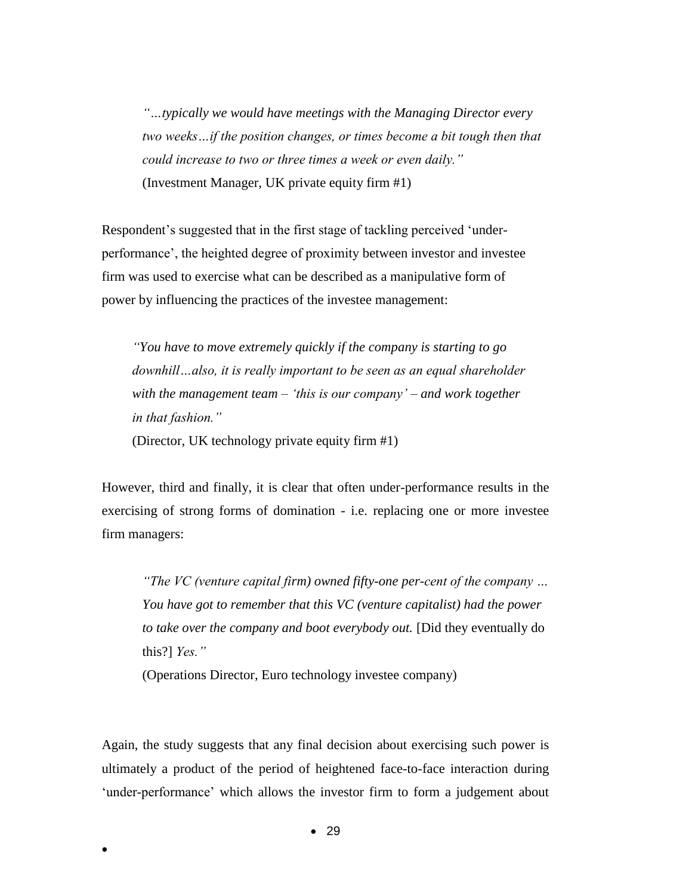> *"…typically we would have meetings with the Managing Director every two weeks…if the position changes, or times become a bit tough then that could increase to two or three times a week or even daily."*
> (Investment Manager, UK private equity firm #1)

Respondent's suggested that in the first stage of tackling perceived 'under-performance', the heighted degree of proximity between investor and investee firm was used to exercise what can be described as a manipulative form of power by influencing the practices of the investee management:

> *"You have to move extremely quickly if the company is starting to go downhill…also, it is really important to be seen as an equal shareholder with the management team – 'this is our company' – and work together in that fashion."*
> (Director, UK technology private equity firm #1)

However, third and finally, it is clear that often under-performance results in the exercising of strong forms of domination - i.e. replacing one or more investee firm managers:

> *"The VC (venture capital firm) owned fifty-one per-cent of the company … You have got to remember that this VC (venture capitalist) had the power to take over the company and boot everybody out.* [Did they eventually do this?] *Yes."*
> (Operations Director, Euro technology investee company)

Again, the study suggests that any final decision about exercising such power is ultimately a product of the period of heightened face-to-face interaction during 'under-performance' which allows the investor firm to form a judgement about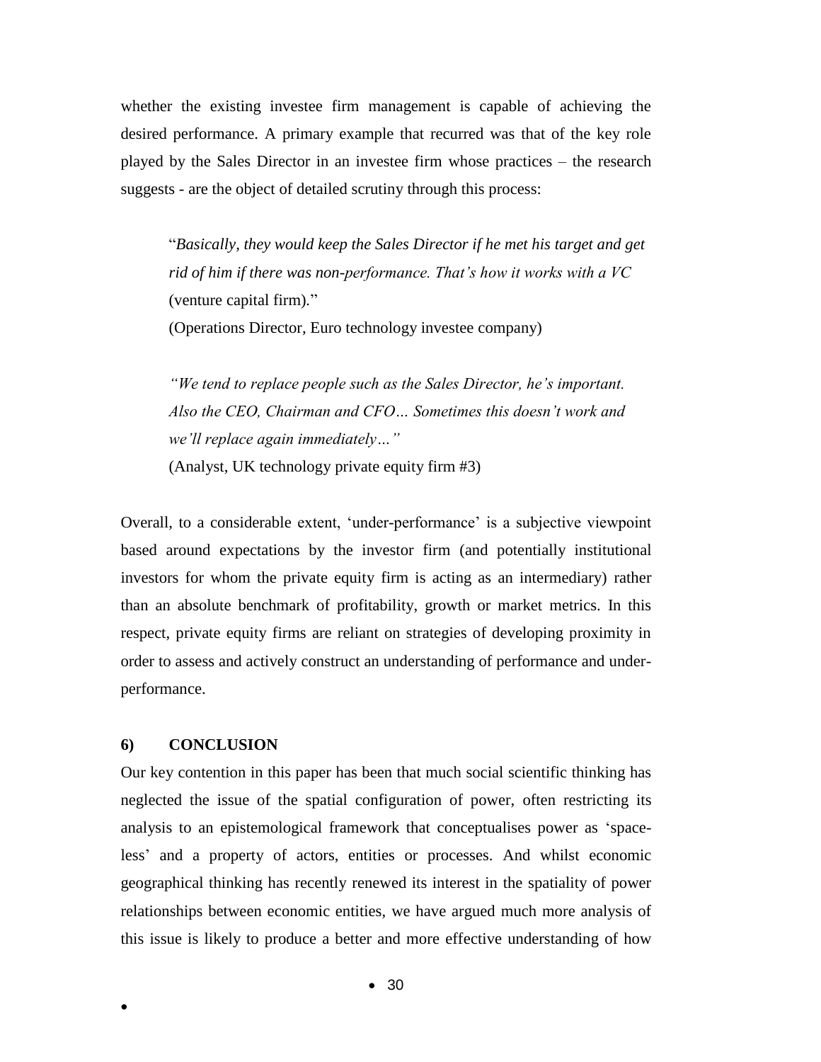whether the existing investee firm management is capable of achieving the desired performance. A primary example that recurred was that of the key role played by the Sales Director in an investee firm whose practices – the research suggests - are the object of detailed scrutiny through this process:

> "*Basically, they would keep the Sales Director if he met his target and get rid of him if there was non-performance. That's how it works with a VC* (venture capital firm)."
>
> (Operations Director, Euro technology investee company)

> *"We tend to replace people such as the Sales Director, he's important. Also the CEO, Chairman and CFO… Sometimes this doesn't work and we'll replace again immediately…"*
>
> (Analyst, UK technology private equity firm #3)

Overall, to a considerable extent, 'under-performance' is a subjective viewpoint based around expectations by the investor firm (and potentially institutional investors for whom the private equity firm is acting as an intermediary) rather than an absolute benchmark of profitability, growth or market metrics. In this respect, private equity firms are reliant on strategies of developing proximity in order to assess and actively construct an understanding of performance and under-performance.

## 6) CONCLUSION

Our key contention in this paper has been that much social scientific thinking has neglected the issue of the spatial configuration of power, often restricting its analysis to an epistemological framework that conceptualises power as 'space-less' and a property of actors, entities or processes. And whilst economic geographical thinking has recently renewed its interest in the spatiality of power relationships between economic entities, we have argued much more analysis of this issue is likely to produce a better and more effective understanding of how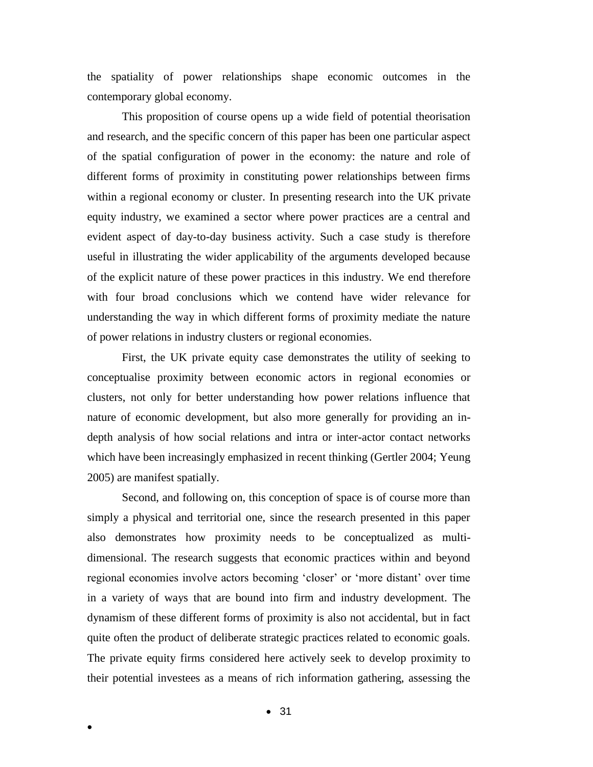the spatiality of power relationships shape economic outcomes in the contemporary global economy.

This proposition of course opens up a wide field of potential theorisation and research, and the specific concern of this paper has been one particular aspect of the spatial configuration of power in the economy: the nature and role of different forms of proximity in constituting power relationships between firms within a regional economy or cluster. In presenting research into the UK private equity industry, we examined a sector where power practices are a central and evident aspect of day-to-day business activity. Such a case study is therefore useful in illustrating the wider applicability of the arguments developed because of the explicit nature of these power practices in this industry. We end therefore with four broad conclusions which we contend have wider relevance for understanding the way in which different forms of proximity mediate the nature of power relations in industry clusters or regional economies.

First, the UK private equity case demonstrates the utility of seeking to conceptualise proximity between economic actors in regional economies or clusters, not only for better understanding how power relations influence that nature of economic development, but also more generally for providing an in-depth analysis of how social relations and intra or inter-actor contact networks which have been increasingly emphasized in recent thinking (Gertler 2004; Yeung 2005) are manifest spatially.

Second, and following on, this conception of space is of course more than simply a physical and territorial one, since the research presented in this paper also demonstrates how proximity needs to be conceptualized as multi-dimensional. The research suggests that economic practices within and beyond regional economies involve actors becoming 'closer' or 'more distant' over time in a variety of ways that are bound into firm and industry development. The dynamism of these different forms of proximity is also not accidental, but in fact quite often the product of deliberate strategic practices related to economic goals. The private equity firms considered here actively seek to develop proximity to their potential investees as a means of rich information gathering, assessing the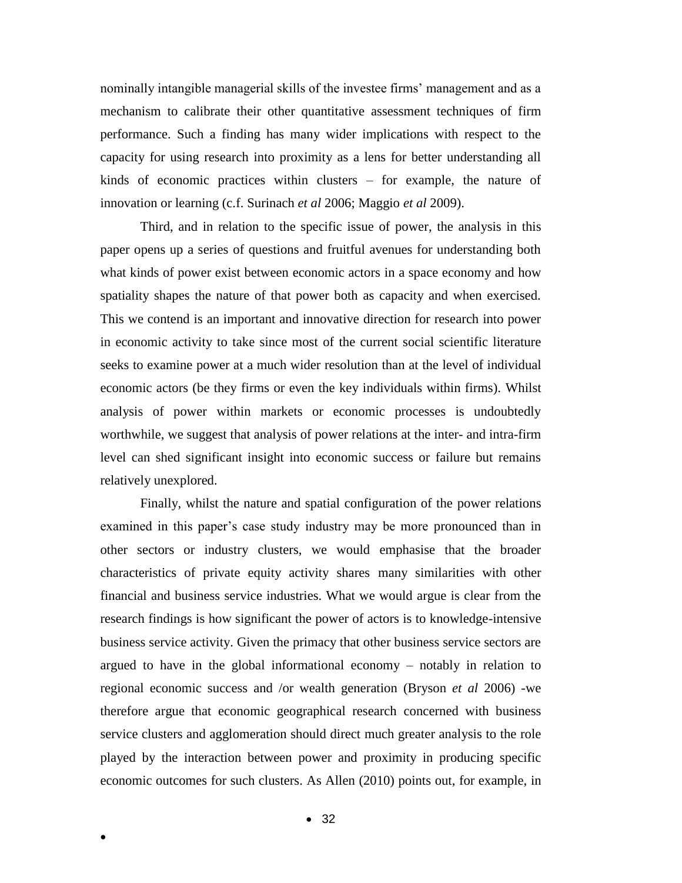nominally intangible managerial skills of the investee firms' management and as a mechanism to calibrate their other quantitative assessment techniques of firm performance. Such a finding has many wider implications with respect to the capacity for using research into proximity as a lens for better understanding all kinds of economic practices within clusters – for example, the nature of innovation or learning (c.f. Surinach *et al* 2006; Maggio *et al* 2009).

Third, and in relation to the specific issue of power, the analysis in this paper opens up a series of questions and fruitful avenues for understanding both what kinds of power exist between economic actors in a space economy and how spatiality shapes the nature of that power both as capacity and when exercised. This we contend is an important and innovative direction for research into power in economic activity to take since most of the current social scientific literature seeks to examine power at a much wider resolution than at the level of individual economic actors (be they firms or even the key individuals within firms). Whilst analysis of power within markets or economic processes is undoubtedly worthwhile, we suggest that analysis of power relations at the inter- and intra-firm level can shed significant insight into economic success or failure but remains relatively unexplored.

Finally, whilst the nature and spatial configuration of the power relations examined in this paper's case study industry may be more pronounced than in other sectors or industry clusters, we would emphasise that the broader characteristics of private equity activity shares many similarities with other financial and business service industries. What we would argue is clear from the research findings is how significant the power of actors is to knowledge-intensive business service activity. Given the primacy that other business service sectors are argued to have in the global informational economy – notably in relation to regional economic success and /or wealth generation (Bryson *et al* 2006) -we therefore argue that economic geographical research concerned with business service clusters and agglomeration should direct much greater analysis to the role played by the interaction between power and proximity in producing specific economic outcomes for such clusters. As Allen (2010) points out, for example, in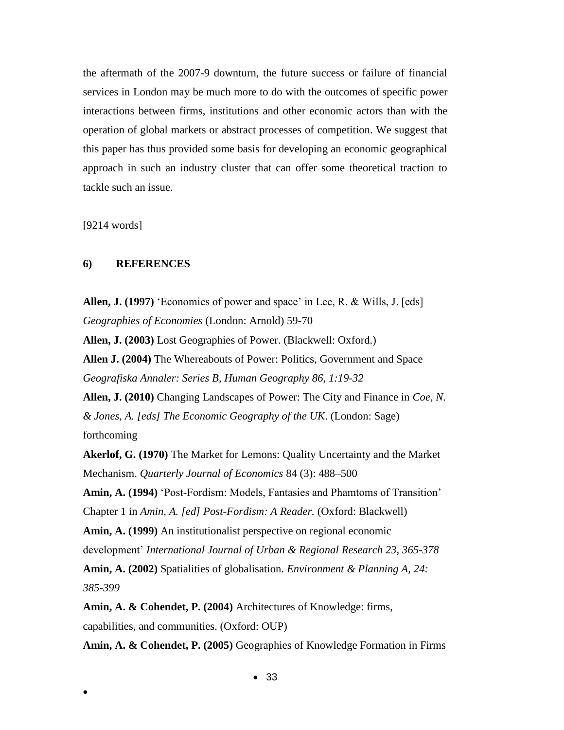the aftermath of the 2007-9 downturn, the future success or failure of financial services in London may be much more to do with the outcomes of specific power interactions between firms, institutions and other economic actors than with the operation of global markets or abstract processes of competition. We suggest that this paper has thus provided some basis for developing an economic geographical approach in such an industry cluster that can offer some theoretical traction to tackle such an issue.

[9214 words]

## 6) REFERENCES

**Allen, J. (1997)** 'Economies of power and space' in Lee, R. & Wills, J. [eds] *Geographies of Economies* (London: Arnold) 59-70

**Allen, J. (2003)** Lost Geographies of Power. (Blackwell: Oxford.)

**Allen J. (2004)** The Whereabouts of Power: Politics, Government and Space *Geografiska Annaler: Series B, Human Geography 86, 1:19-32*

**Allen, J. (2010)** Changing Landscapes of Power: The City and Finance in *Coe, N. & Jones, A. [eds] The Economic Geography of the UK*. (London: Sage) forthcoming

**Akerlof, G. (1970)** The Market for Lemons: Quality Uncertainty and the Market Mechanism. *Quarterly Journal of Economics* 84 (3): 488–500

**Amin, A. (1994)** 'Post-Fordism: Models, Fantasies and Phamtoms of Transition' Chapter 1 in *Amin, A. [ed] Post-Fordism: A Reader.* (Oxford: Blackwell)

**Amin, A. (1999)** An institutionalist perspective on regional economic development' *International Journal of Urban & Regional Research 23, 365-378*

**Amin, A. (2002)** Spatialities of globalisation. *Environment & Planning A, 24: 385-399*

**Amin, A. & Cohendet, P. (2004)** Architectures of Knowledge: firms, capabilities, and communities. (Oxford: OUP)

**Amin, A. & Cohendet, P. (2005)** Geographies of Knowledge Formation in Firms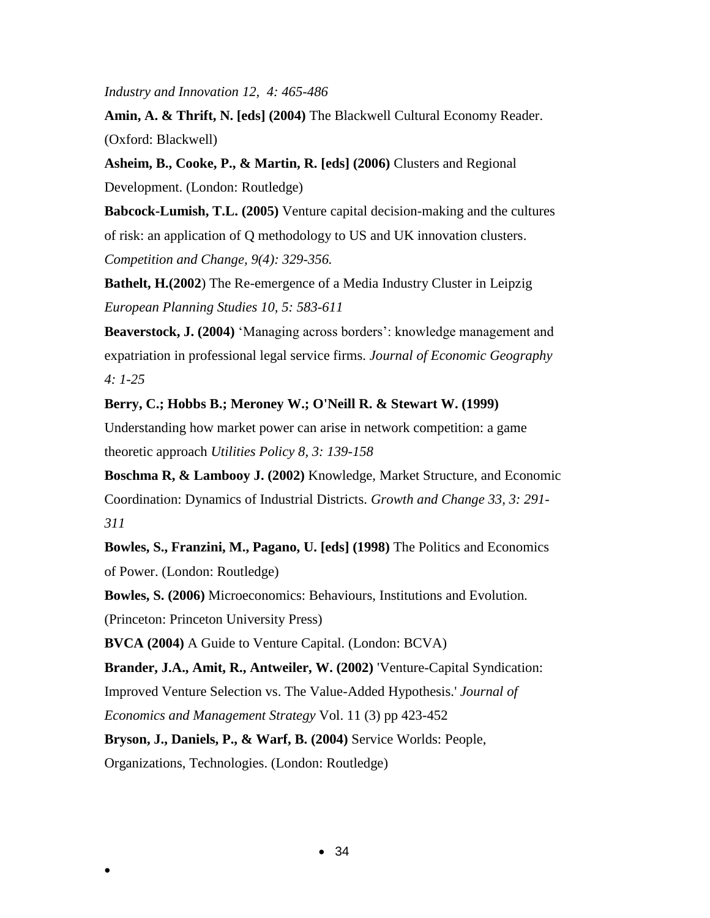*Industry and Innovation 12, 4: 465-486*

**Amin, A. & Thrift, N. [eds] (2004)** The Blackwell Cultural Economy Reader. (Oxford: Blackwell)

**Asheim, B., Cooke, P., & Martin, R. [eds] (2006)** Clusters and Regional Development. (London: Routledge)

**Babcock-Lumish, T.L. (2005)** Venture capital decision-making and the cultures of risk: an application of Q methodology to US and UK innovation clusters. *Competition and Change, 9(4): 329-356.*

**Bathelt, H.(2002**) The Re-emergence of a Media Industry Cluster in Leipzig *European Planning Studies 10, 5: 583-611*

**Beaverstock, J. (2004)** 'Managing across borders': knowledge management and expatriation in professional legal service firms. *Journal of Economic Geography 4: 1-25*

**Berry, C.; Hobbs B.; Meroney W.; O'Neill R. & Stewart W. (1999)** Understanding how market power can arise in network competition: a game theoretic approach *Utilities Policy 8, 3: 139-158*

**Boschma R, & Lambooy J. (2002)** Knowledge, Market Structure, and Economic Coordination: Dynamics of Industrial Districts. *Growth and Change 33, 3: 291-311*

**Bowles, S., Franzini, M., Pagano, U. [eds] (1998)** The Politics and Economics of Power. (London: Routledge)

**Bowles, S. (2006)** Microeconomics: Behaviours, Institutions and Evolution. (Princeton: Princeton University Press)

**BVCA (2004)** A Guide to Venture Capital. (London: BCVA)

**Brander, J.A., Amit, R., Antweiler, W. (2002)** 'Venture-Capital Syndication: Improved Venture Selection vs. The Value-Added Hypothesis.' *Journal of Economics and Management Strategy* Vol. 11 (3) pp 423-452

**Bryson, J., Daniels, P., & Warf, B. (2004)** Service Worlds: People, Organizations, Technologies. (London: Routledge)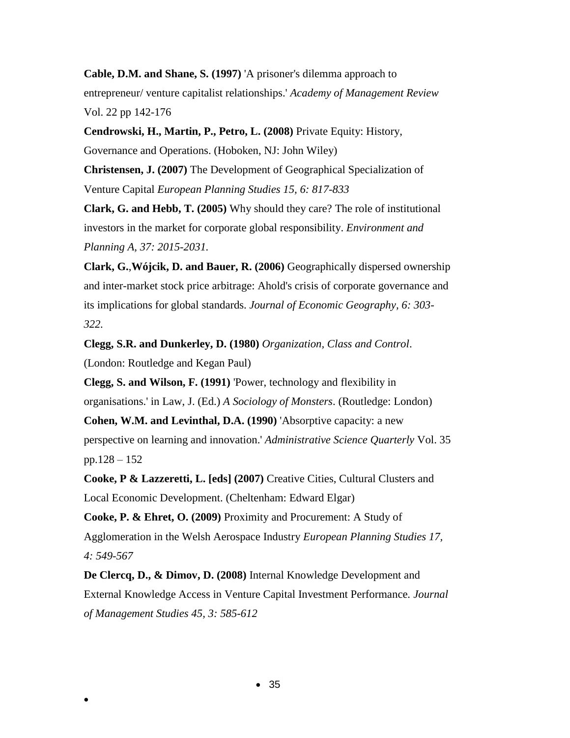**Cable, D.M. and Shane, S. (1997)** 'A prisoner's dilemma approach to entrepreneur/ venture capitalist relationships.' *Academy of Management Review* Vol. 22 pp 142-176

**Cendrowski, H., Martin, P., Petro, L. (2008)** Private Equity: History, Governance and Operations. (Hoboken, NJ: John Wiley)

**Christensen, J. (2007)** The Development of Geographical Specialization of Venture Capital *European Planning Studies 15, 6: 817-833*

**Clark, G. and Hebb, T. (2005)** Why should they care? The role of institutional investors in the market for corporate global responsibility. *Environment and Planning A, 37: 2015-2031.*

**Clark, G.,Wójcik, D. and Bauer, R. (2006)** Geographically dispersed ownership and inter-market stock price arbitrage: Ahold's crisis of corporate governance and its implications for global standards. *Journal of Economic Geography, 6: 303-322.*

**Clegg, S.R. and Dunkerley, D. (1980)** *Organization, Class and Control*. (London: Routledge and Kegan Paul)

**Clegg, S. and Wilson, F. (1991)** 'Power, technology and flexibility in organisations.' in Law, J. (Ed.) *A Sociology of Monsters*. (Routledge: London)

**Cohen, W.M. and Levinthal, D.A. (1990)** 'Absorptive capacity: a new perspective on learning and innovation.' *Administrative Science Quarterly* Vol. 35 pp.128 – 152

**Cooke, P & Lazzeretti, L. [eds] (2007)** Creative Cities, Cultural Clusters and Local Economic Development. (Cheltenham: Edward Elgar)

**Cooke, P. & Ehret, O. (2009)** Proximity and Procurement: A Study of Agglomeration in the Welsh Aerospace Industry *European Planning Studies 17, 4: 549-567*

**De Clercq, D., & Dimov, D. (2008)** Internal Knowledge Development and External Knowledge Access in Venture Capital Investment Performance. *Journal of Management Studies 45, 3: 585-612*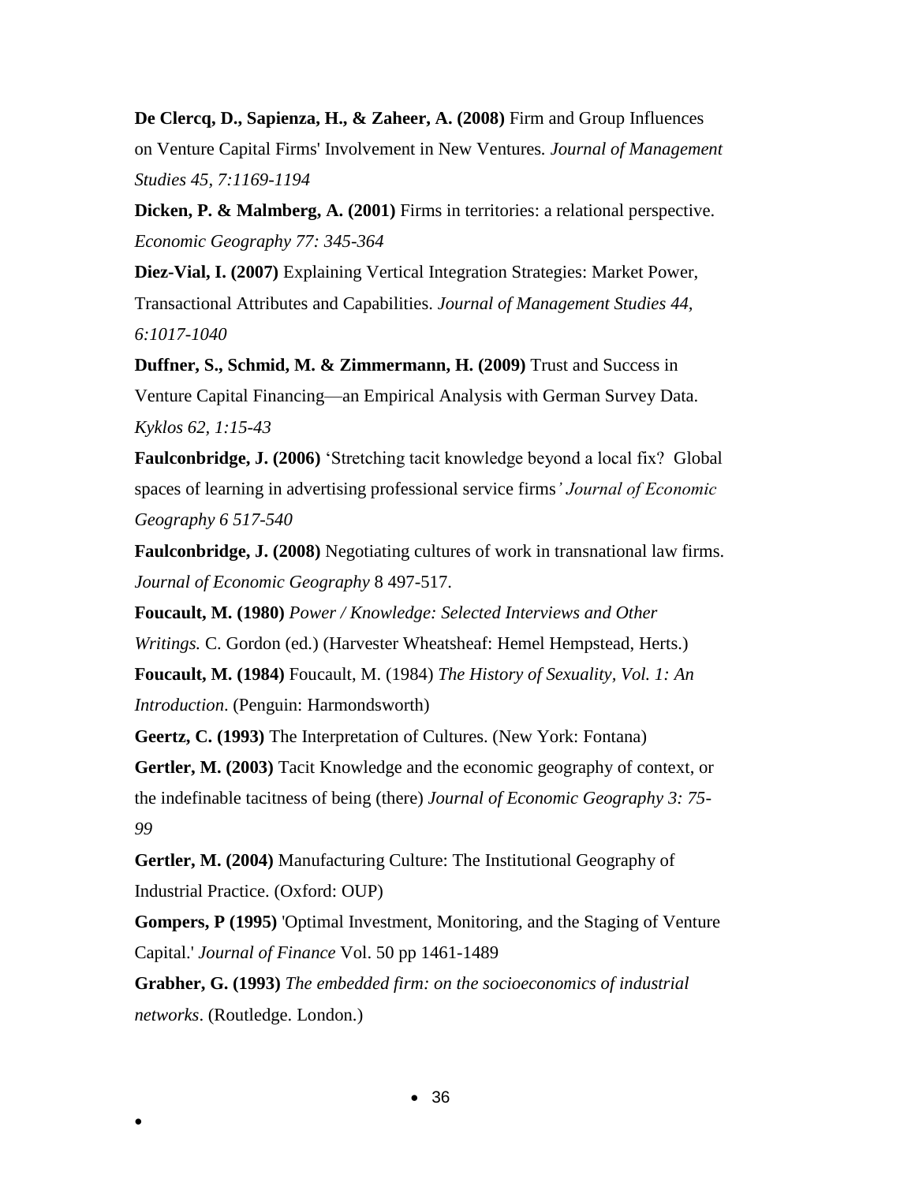**De Clercq, D., Sapienza, H., & Zaheer, A. (2008)** Firm and Group Influences on Venture Capital Firms' Involvement in New Ventures. *Journal of Management Studies 45, 7:1169-1194*

**Dicken, P. & Malmberg, A. (2001)** Firms in territories: a relational perspective. *Economic Geography 77: 345-364*

**Diez-Vial, I. (2007)** Explaining Vertical Integration Strategies: Market Power, Transactional Attributes and Capabilities. *Journal of Management Studies 44, 6:1017-1040*

**Duffner, S., Schmid, M. & Zimmermann, H. (2009)** Trust and Success in Venture Capital Financing—an Empirical Analysis with German Survey Data. *Kyklos 62, 1:15-43*

**Faulconbridge, J. (2006)** 'Stretching tacit knowledge beyond a local fix? Global spaces of learning in advertising professional service firms*' Journal of Economic Geography 6 517-540*

**Faulconbridge, J. (2008)** Negotiating cultures of work in transnational law firms. *Journal of Economic Geography* 8 497-517.

**Foucault, M. (1980)** *Power / Knowledge: Selected Interviews and Other Writings.* C. Gordon (ed.) (Harvester Wheatsheaf: Hemel Hempstead, Herts.)

**Foucault, M. (1984)** Foucault, M. (1984) *The History of Sexuality, Vol. 1: An Introduction*. (Penguin: Harmondsworth)

**Geertz, C. (1993)** The Interpretation of Cultures. (New York: Fontana)

**Gertler, M. (2003)** Tacit Knowledge and the economic geography of context, or the indefinable tacitness of being (there) *Journal of Economic Geography 3: 75-99*

**Gertler, M. (2004)** Manufacturing Culture: The Institutional Geography of Industrial Practice. (Oxford: OUP)

**Gompers, P (1995)** 'Optimal Investment, Monitoring, and the Staging of Venture Capital.' *Journal of Finance* Vol. 50 pp 1461-1489

**Grabher, G. (1993)** *The embedded firm: on the socioeconomics of industrial networks*. (Routledge. London.)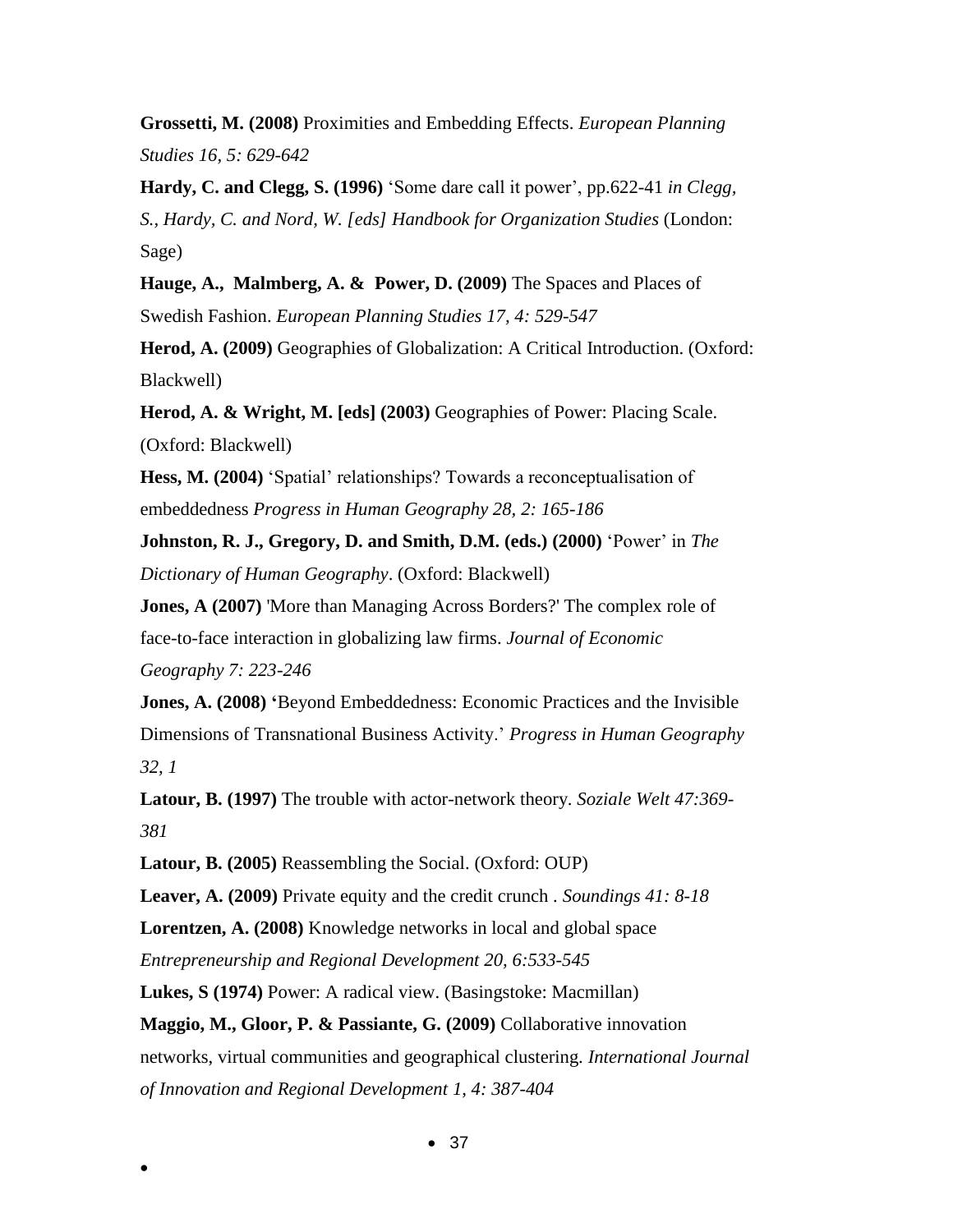**Grossetti, M. (2008)** Proximities and Embedding Effects. *European Planning Studies 16, 5: 629-642*

**Hardy, C. and Clegg, S. (1996)** 'Some dare call it power', pp.622-41 *in Clegg, S., Hardy, C. and Nord, W. [eds] Handbook for Organization Studies* (London: Sage)

**Hauge, A., Malmberg, A. & Power, D. (2009)** The Spaces and Places of Swedish Fashion. *European Planning Studies 17, 4: 529-547*

**Herod, A. (2009)** Geographies of Globalization: A Critical Introduction. (Oxford: Blackwell)

**Herod, A. & Wright, M. [eds] (2003)** Geographies of Power: Placing Scale. (Oxford: Blackwell)

**Hess, M. (2004)** 'Spatial' relationships? Towards a reconceptualisation of embeddedness *Progress in Human Geography 28, 2: 165-186*

**Johnston, R. J., Gregory, D. and Smith, D.M. (eds.) (2000)** 'Power' in *The Dictionary of Human Geography*. (Oxford: Blackwell)

**Jones, A (2007)** 'More than Managing Across Borders?' The complex role of face-to-face interaction in globalizing law firms. *Journal of Economic Geography 7: 223-246*

**Jones, A. (2008) '**Beyond Embeddedness: Economic Practices and the Invisible Dimensions of Transnational Business Activity.' *Progress in Human Geography 32, 1*

**Latour, B. (1997)** The trouble with actor-network theory. *Soziale Welt 47:369-381*

**Latour, B. (2005)** Reassembling the Social. (Oxford: OUP)

**Leaver, A. (2009)** Private equity and the credit crunch . *Soundings 41: 8-18*

**Lorentzen, A. (2008)** Knowledge networks in local and global space *Entrepreneurship and Regional Development 20, 6:533-545*

**Lukes, S (1974)** Power: A radical view. (Basingstoke: Macmillan)

**Maggio, M., Gloor, P. & Passiante, G. (2009)** Collaborative innovation networks, virtual communities and geographical clustering. *International Journal of Innovation and Regional Development 1, 4: 387-404*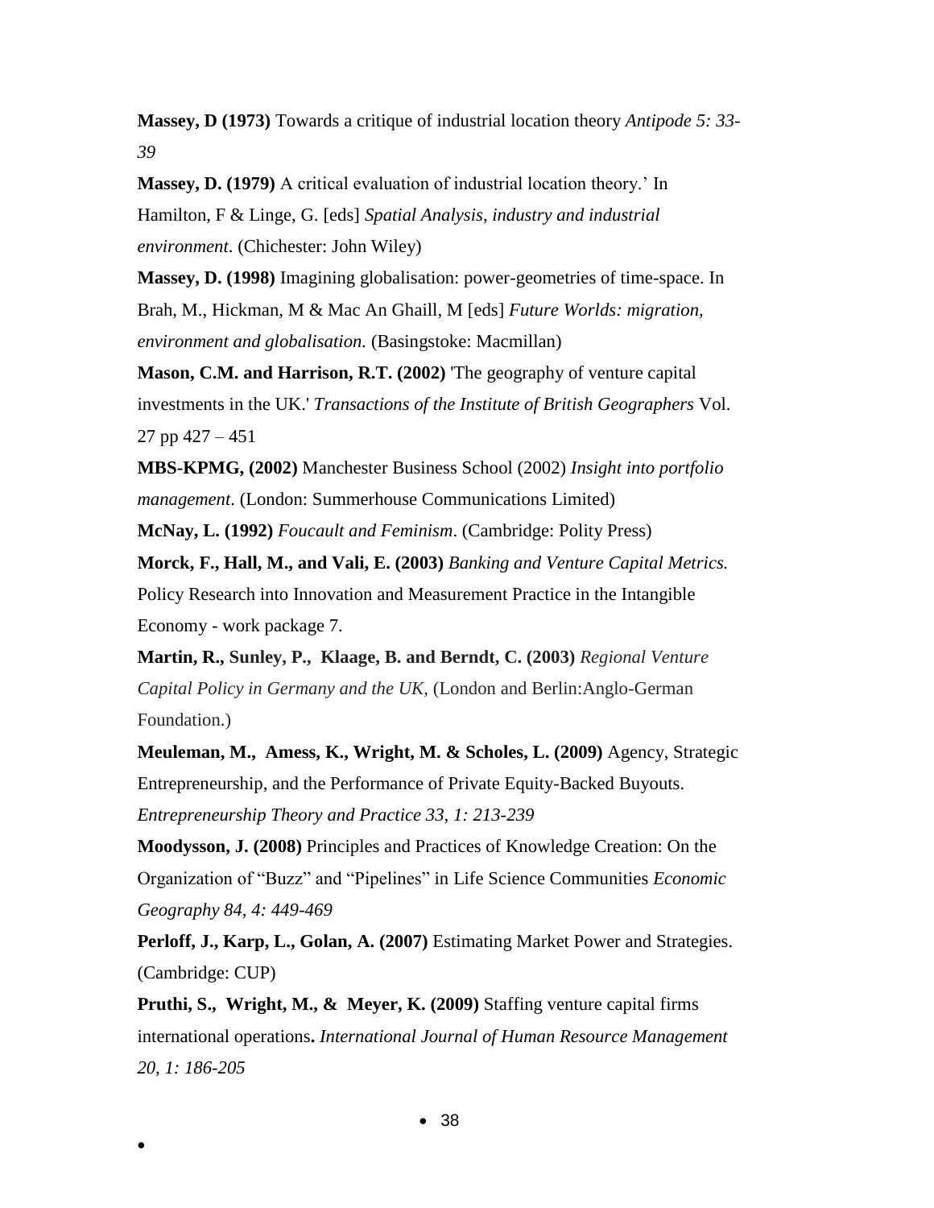**Massey, D (1973)** Towards a critique of industrial location theory *Antipode 5: 33-39*

**Massey, D. (1979)** A critical evaluation of industrial location theory.' In Hamilton, F & Linge, G. [eds] *Spatial Analysis, industry and industrial environment.* (Chichester: John Wiley)

**Massey, D. (1998)** Imagining globalisation: power-geometries of time-space. In Brah, M., Hickman, M & Mac An Ghaill, M [eds] *Future Worlds: migration, environment and globalisation.* (Basingstoke: Macmillan)

**Mason, C.M. and Harrison, R.T. (2002)** 'The geography of venture capital investments in the UK.' *Transactions of the Institute of British Geographers* Vol. 27 pp 427 – 451

**MBS-KPMG, (2002)** Manchester Business School (2002) *Insight into portfolio management*. (London: Summerhouse Communications Limited)

**McNay, L. (1992)** *Foucault and Feminism*. (Cambridge: Polity Press)

**Morck, F., Hall, M., and Vali, E. (2003)** *Banking and Venture Capital Metrics.* Policy Research into Innovation and Measurement Practice in the Intangible Economy - work package 7.

**Martin, R., Sunley, P., Klaage, B. and Berndt, C. (2003)** *Regional Venture Capital Policy in Germany and the UK,* (London and Berlin:Anglo-German Foundation.)

**Meuleman, M., Amess, K., Wright, M. & Scholes, L. (2009)** Agency, Strategic Entrepreneurship, and the Performance of Private Equity-Backed Buyouts. *Entrepreneurship Theory and Practice 33, 1: 213-239*

**Moodysson, J. (2008)** Principles and Practices of Knowledge Creation: On the Organization of "Buzz" and "Pipelines" in Life Science Communities *Economic Geography 84, 4: 449-469*

**Perloff, J., Karp, L., Golan, A. (2007)** Estimating Market Power and Strategies. (Cambridge: CUP)

**Pruthi, S., Wright, M., & Meyer, K. (2009)** Staffing venture capital firms international operations**.** *International Journal of Human Resource Management 20, 1: 186-205*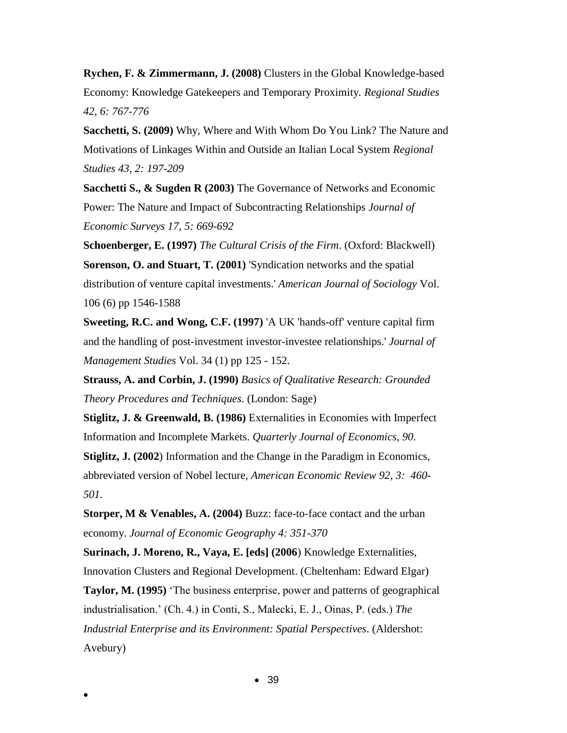**Rychen, F. & Zimmermann, J. (2008)** Clusters in the Global Knowledge-based Economy: Knowledge Gatekeepers and Temporary Proximity. *Regional Studies 42, 6: 767-776*

**Sacchetti, S. (2009)** Why, Where and With Whom Do You Link? The Nature and Motivations of Linkages Within and Outside an Italian Local System *Regional Studies 43, 2: 197-209*

**Sacchetti S., & Sugden R (2003)** The Governance of Networks and Economic Power: The Nature and Impact of Subcontracting Relationships *Journal of Economic Surveys 17, 5: 669-692*

**Schoenberger, E. (1997)** *The Cultural Crisis of the Firm*. (Oxford: Blackwell)

**Sorenson, O. and Stuart, T. (2001)** 'Syndication networks and the spatial distribution of venture capital investments.' *American Journal of Sociology* Vol. 106 (6) pp 1546-1588

**Sweeting, R.C. and Wong, C.F. (1997)** 'A UK 'hands-off' venture capital firm and the handling of post-investment investor-investee relationships.' *Journal of Management Studies* Vol. 34 (1) pp 125 - 152.

**Strauss, A. and Corbin, J. (1990)** *Basics of Qualitative Research: Grounded Theory Procedures and Techniques*. (London: Sage)

**Stiglitz, J. & Greenwald, B. (1986)** Externalities in Economies with Imperfect Information and Incomplete Markets. *Quarterly Journal of Economics, 90.*

**Stiglitz, J. (2002**) Information and the Change in the Paradigm in Economics, abbreviated version of Nobel lecture, *American Economic Review 92, 3: 460-501.*

**Storper, M & Venables, A. (2004)** Buzz: face-to-face contact and the urban economy. *Journal of Economic Geography 4: 351-370*

**Surinach, J. Moreno, R., Vaya, E. [eds] (2006**) Knowledge Externalities, Innovation Clusters and Regional Development. (Cheltenham: Edward Elgar)

**Taylor, M. (1995)** 'The business enterprise, power and patterns of geographical industrialisation.' (Ch. 4.) in Conti, S., Malecki, E. J., Oinas, P. (eds.) *The Industrial Enterprise and its Environment: Spatial Perspectives*. (Aldershot: Avebury)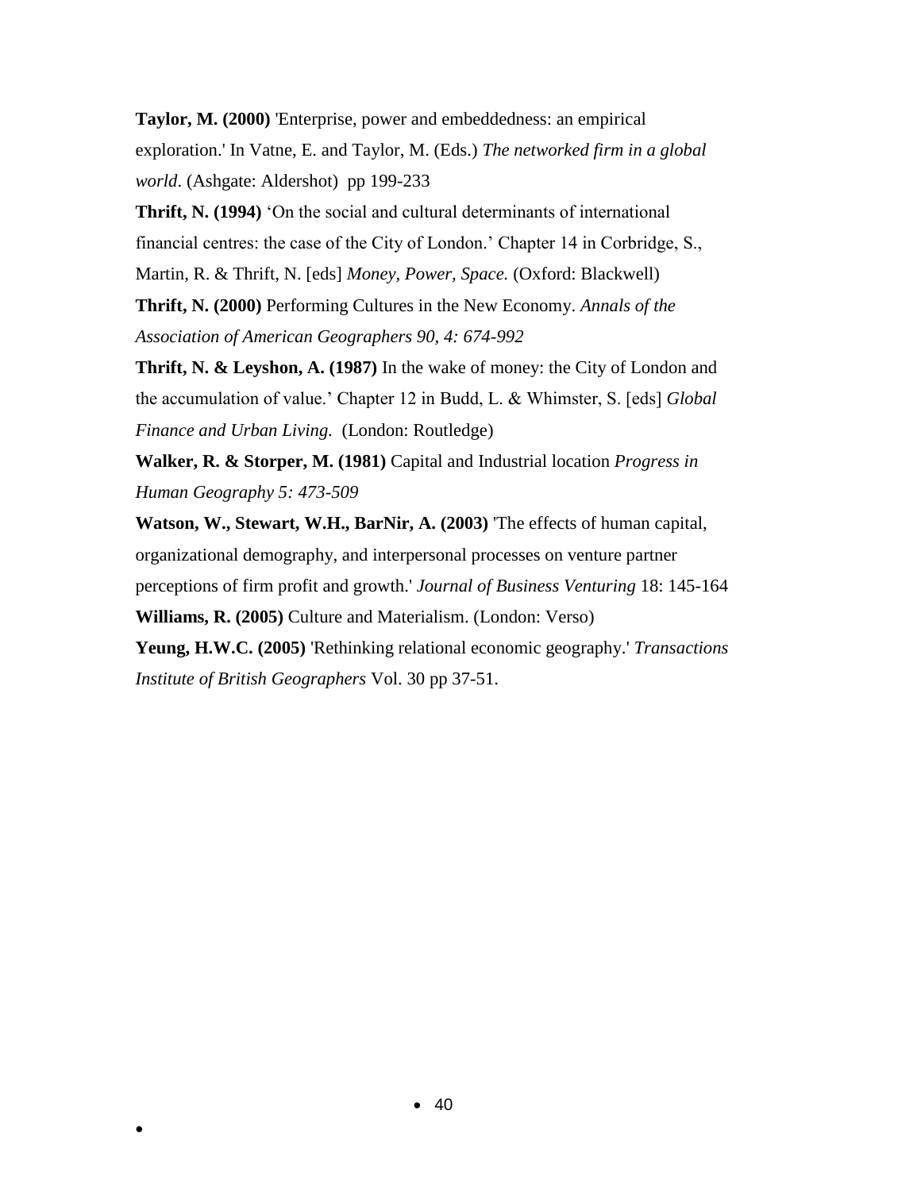**Taylor, M. (2000)** 'Enterprise, power and embeddedness: an empirical exploration.' In Vatne, E. and Taylor, M. (Eds.) *The networked firm in a global world*. (Ashgate: Aldershot) pp 199-233

**Thrift, N. (1994)** 'On the social and cultural determinants of international financial centres: the case of the City of London.' Chapter 14 in Corbridge, S., Martin, R. & Thrift, N. [eds] *Money, Power, Space.* (Oxford: Blackwell)

**Thrift, N. (2000)** Performing Cultures in the New Economy. *Annals of the Association of American Geographers 90, 4: 674-992*

**Thrift, N. & Leyshon, A. (1987)** In the wake of money: the City of London and the accumulation of value.' Chapter 12 in Budd, L. & Whimster, S. [eds] *Global Finance and Urban Living.* (London: Routledge)

**Walker, R. & Storper, M. (1981)** Capital and Industrial location *Progress in Human Geography 5: 473-509*

**Watson, W., Stewart, W.H., BarNir, A. (2003)** 'The effects of human capital, organizational demography, and interpersonal processes on venture partner perceptions of firm profit and growth.' *Journal of Business Venturing* 18: 145-164

**Williams, R. (2005)** Culture and Materialism. (London: Verso)

**Yeung, H.W.C. (2005)** 'Rethinking relational economic geography.' *Transactions Institute of British Geographers* Vol. 30 pp 37-51.